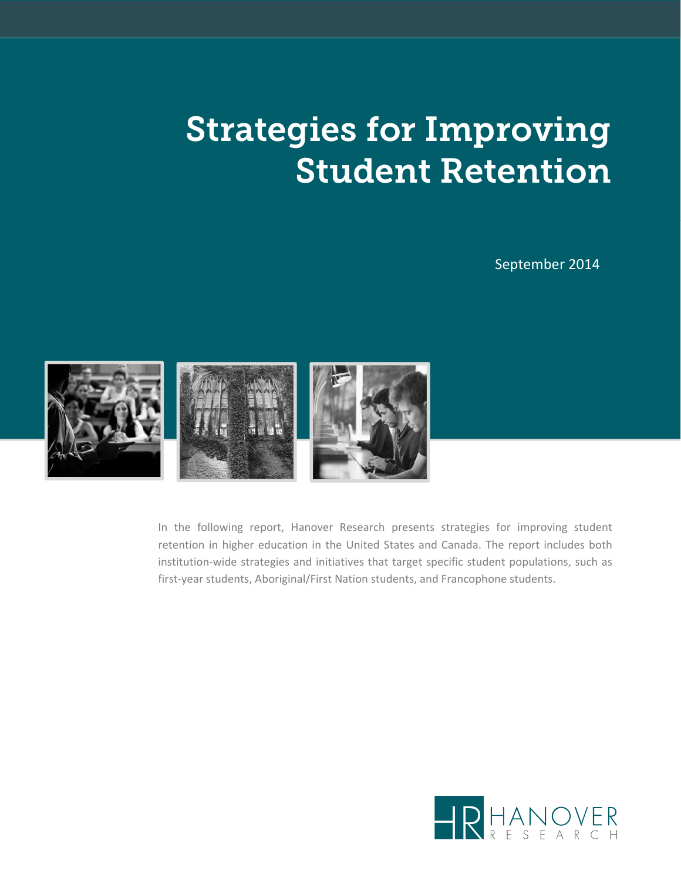# Strategies for Improving Student Retention

September 2014

In the following report, Hanover Research presents strategies for improving student retention in higher education in the United States and Canada. The report includes both institution-wide strategies and initiatives that target specific student populations, such as first-year students, Aboriginal/First Nation students, and Francophone students.

HANOVER RESEARCH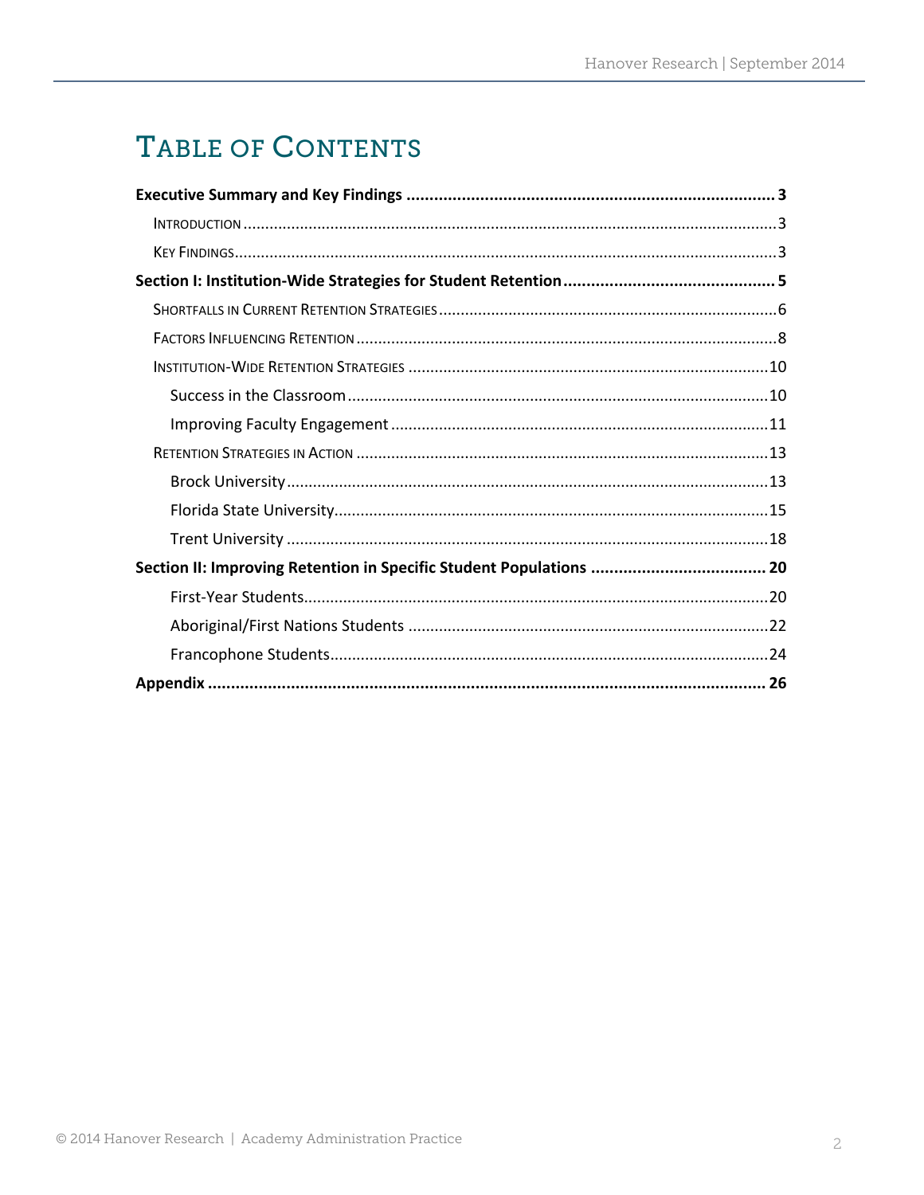# TABLE OF CONTENTS

**Executive Summary and Key Findings ............................................................................... 3**

INTRODUCTION ........................................................................................................................3

KEY FINDINGS..........................................................................................................................3

**Section I: Institution-Wide Strategies for Student Retention ............................................. 5**

SHORTFALLS IN CURRENT RETENTION STRATEGIES ...........................................................................6

FACTORS INFLUENCING RETENTION ...............................................................................................8

INSTITUTION-WIDE RETENTION STRATEGIES .................................................................................10

Success in the Classroom ..............................................................................................10

Improving Faculty Engagement ....................................................................................11

RETENTION STRATEGIES IN ACTION ..............................................................................................13

Brock University ...........................................................................................................13

Florida State University.................................................................................................15

Trent University ............................................................................................................18

**Section II: Improving Retention in Specific Student Populations ..................................... 20**

First-Year Students........................................................................................................20

Aboriginal/First Nations Students .................................................................................22

Francophone Students...................................................................................................24

**Appendix ........................................................................................................................ 26**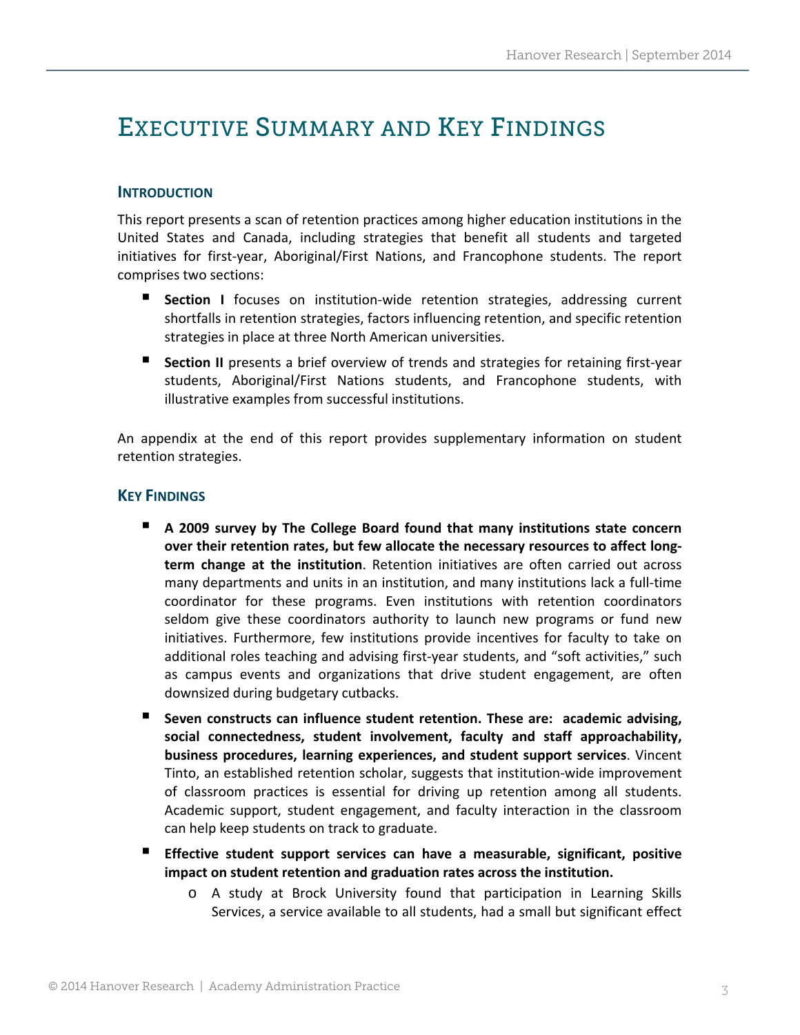# Executive Summary and Key Findings

## Introduction

This report presents a scan of retention practices among higher education institutions in the United States and Canada, including strategies that benefit all students and targeted initiatives for first-year, Aboriginal/First Nations, and Francophone students. The report comprises two sections:

- **Section I** focuses on institution-wide retention strategies, addressing current shortfalls in retention strategies, factors influencing retention, and specific retention strategies in place at three North American universities.
- **Section II** presents a brief overview of trends and strategies for retaining first-year students, Aboriginal/First Nations students, and Francophone students, with illustrative examples from successful institutions.

An appendix at the end of this report provides supplementary information on student retention strategies.

## Key Findings

- **A 2009 survey by The College Board found that many institutions state concern over their retention rates, but few allocate the necessary resources to affect long-term change at the institution**. Retention initiatives are often carried out across many departments and units in an institution, and many institutions lack a full-time coordinator for these programs. Even institutions with retention coordinators seldom give these coordinators authority to launch new programs or fund new initiatives. Furthermore, few institutions provide incentives for faculty to take on additional roles teaching and advising first-year students, and "soft activities," such as campus events and organizations that drive student engagement, are often downsized during budgetary cutbacks.
- **Seven constructs can influence student retention. These are: academic advising, social connectedness, student involvement, faculty and staff approachability, business procedures, learning experiences, and student support services**. Vincent Tinto, an established retention scholar, suggests that institution-wide improvement of classroom practices is essential for driving up retention among all students. Academic support, student engagement, and faculty interaction in the classroom can help keep students on track to graduate.
- **Effective student support services can have a measurable, significant, positive impact on student retention and graduation rates across the institution.**
  - A study at Brock University found that participation in Learning Skills Services, a service available to all students, had a small but significant effect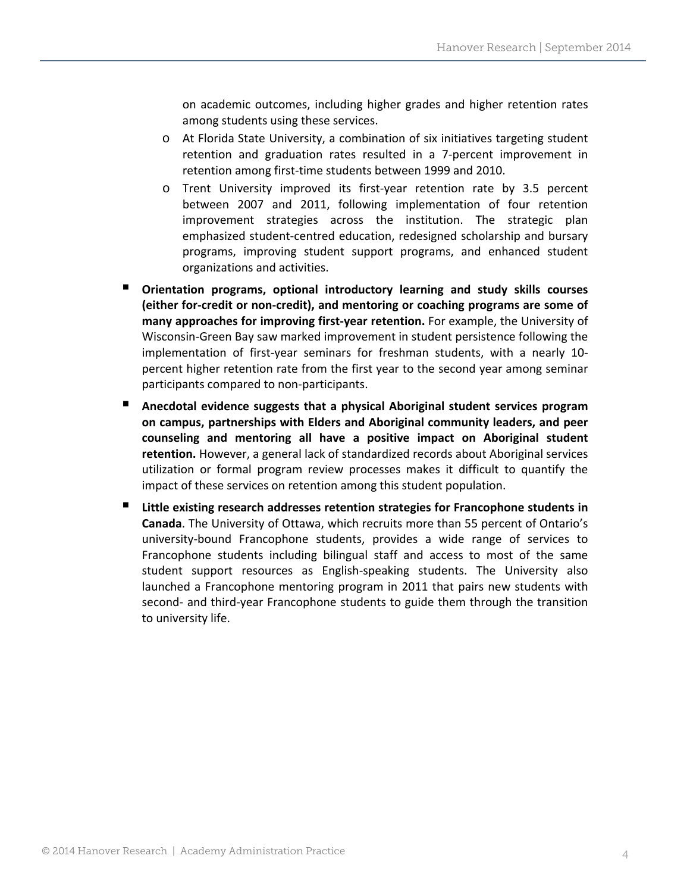on academic outcomes, including higher grades and higher retention rates among students using these services.

- At Florida State University, a combination of six initiatives targeting student retention and graduation rates resulted in a 7-percent improvement in retention among first-time students between 1999 and 2010.
- Trent University improved its first-year retention rate by 3.5 percent between 2007 and 2011, following implementation of four retention improvement strategies across the institution. The strategic plan emphasized student-centred education, redesigned scholarship and bursary programs, improving student support programs, and enhanced student organizations and activities.

- **Orientation programs, optional introductory learning and study skills courses (either for-credit or non-credit), and mentoring or coaching programs are some of many approaches for improving first-year retention.** For example, the University of Wisconsin-Green Bay saw marked improvement in student persistence following the implementation of first-year seminars for freshman students, with a nearly 10-percent higher retention rate from the first year to the second year among seminar participants compared to non-participants.

- **Anecdotal evidence suggests that a physical Aboriginal student services program on campus, partnerships with Elders and Aboriginal community leaders, and peer counseling and mentoring all have a positive impact on Aboriginal student retention.** However, a general lack of standardized records about Aboriginal services utilization or formal program review processes makes it difficult to quantify the impact of these services on retention among this student population.

- **Little existing research addresses retention strategies for Francophone students in Canada**. The University of Ottawa, which recruits more than 55 percent of Ontario's university-bound Francophone students, provides a wide range of services to Francophone students including bilingual staff and access to most of the same student support resources as English-speaking students. The University also launched a Francophone mentoring program in 2011 that pairs new students with second- and third-year Francophone students to guide them through the transition to university life.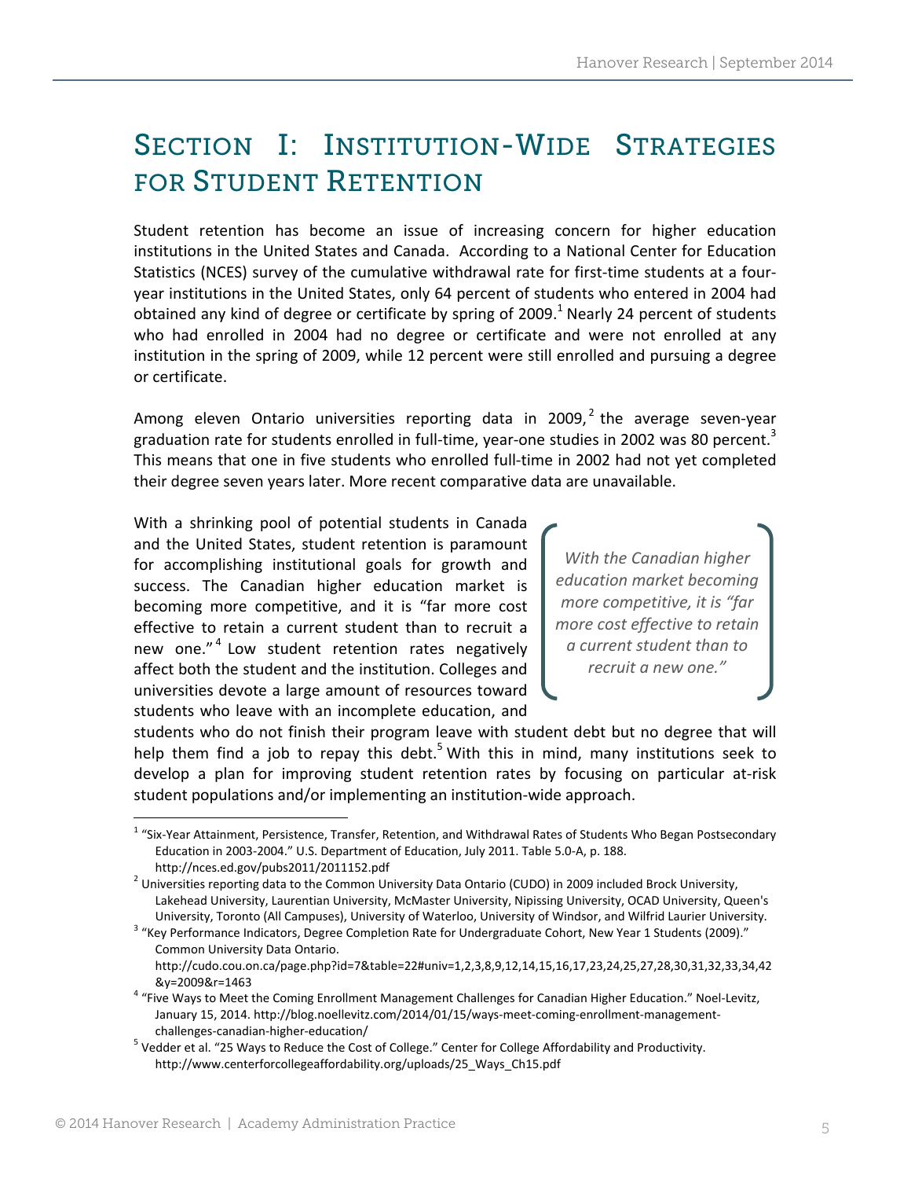# Section I: Institution-Wide Strategies for Student Retention

Student retention has become an issue of increasing concern for higher education institutions in the United States and Canada. According to a National Center for Education Statistics (NCES) survey of the cumulative withdrawal rate for first-time students at a four-year institutions in the United States, only 64 percent of students who entered in 2004 had obtained any kind of degree or certificate by spring of 2009.[1] Nearly 24 percent of students who had enrolled in 2004 had no degree or certificate and were not enrolled at any institution in the spring of 2009, while 12 percent were still enrolled and pursuing a degree or certificate.

Among eleven Ontario universities reporting data in 2009,[2] the average seven-year graduation rate for students enrolled in full-time, year-one studies in 2002 was 80 percent.[3] This means that one in five students who enrolled full-time in 2002 had not yet completed their degree seven years later. More recent comparative data are unavailable.

With a shrinking pool of potential students in Canada and the United States, student retention is paramount for accomplishing institutional goals for growth and success. The Canadian higher education market is becoming more competitive, and it is "far more cost effective to retain a current student than to recruit a new one."[4] Low student retention rates negatively affect both the student and the institution. Colleges and universities devote a large amount of resources toward students who leave with an incomplete education, and students who do not finish their program leave with student debt but no degree that will help them find a job to repay this debt.[5] With this in mind, many institutions seek to develop a plan for improving student retention rates by focusing on particular at-risk student populations and/or implementing an institution-wide approach.

> *With the Canadian higher education market becoming more competitive, it is "far more cost effective to retain a current student than to recruit a new one."*

---

[1] "Six-Year Attainment, Persistence, Transfer, Retention, and Withdrawal Rates of Students Who Began Postsecondary Education in 2003-2004." U.S. Department of Education, July 2011. Table 5.0-A, p. 188. http://nces.ed.gov/pubs2011/2011152.pdf

[2] Universities reporting data to the Common University Data Ontario (CUDO) in 2009 included Brock University, Lakehead University, Laurentian University, McMaster University, Nipissing University, OCAD University, Queen's University, Toronto (All Campuses), University of Waterloo, University of Windsor, and Wilfrid Laurier University.

[3] "Key Performance Indicators, Degree Completion Rate for Undergraduate Cohort, New Year 1 Students (2009)." Common University Data Ontario. http://cudo.cou.on.ca/page.php?id=7&table=22#univ=1,2,3,8,9,12,14,15,16,17,23,24,25,27,28,30,31,32,33,34,42&y=2009&r=1463

[4] "Five Ways to Meet the Coming Enrollment Management Challenges for Canadian Higher Education." Noel-Levitz, January 15, 2014. http://blog.noellevitz.com/2014/01/15/ways-meet-coming-enrollment-management-challenges-canadian-higher-education/

[5] Vedder et al. "25 Ways to Reduce the Cost of College." Center for College Affordability and Productivity. http://www.centerforcollegeaffordability.org/uploads/25_Ways_Ch15.pdf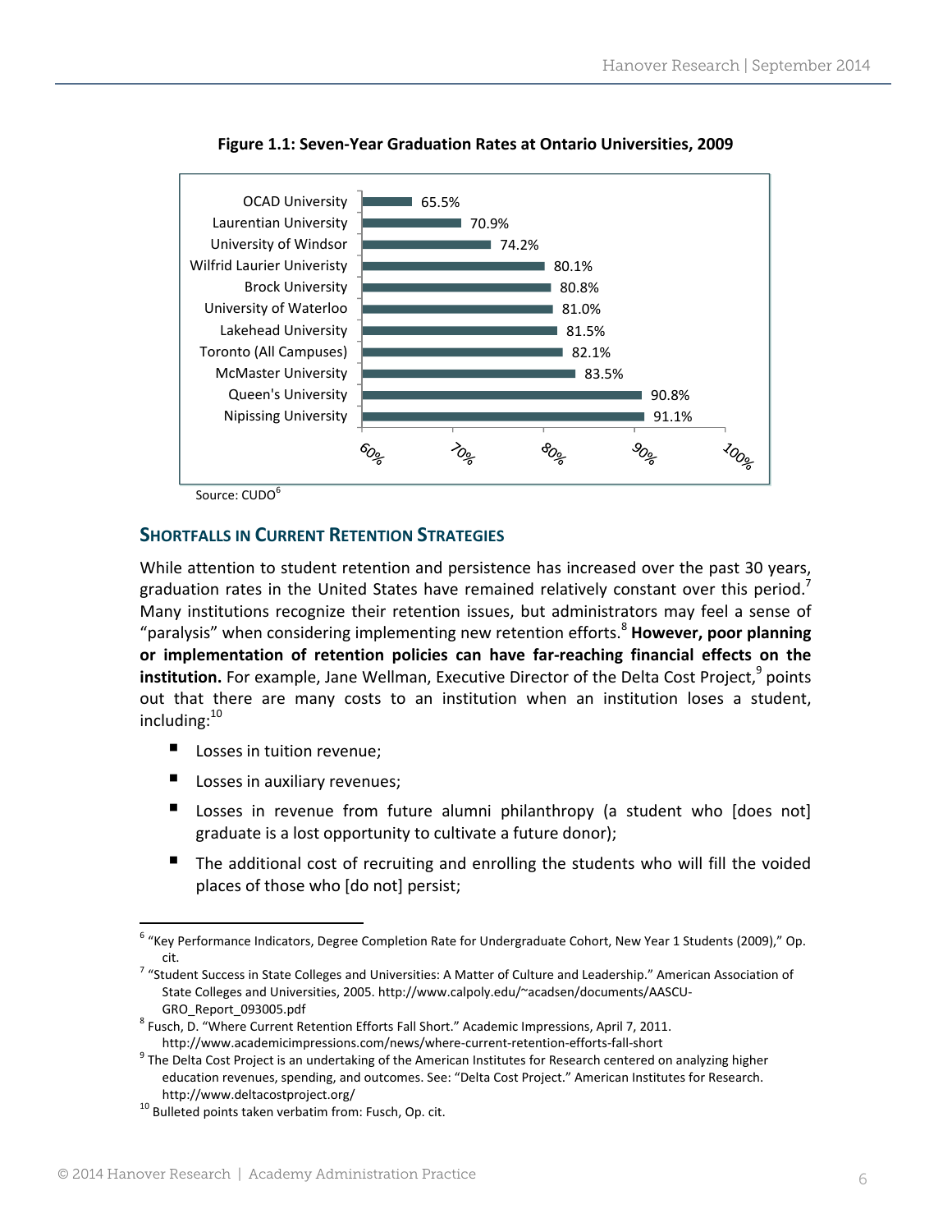**Figure 1.1: Seven-Year Graduation Rates at Ontario Universities, 2009**

| University | Graduation Rate |
|---|---|
| OCAD University | 65.5% |
| Laurentian University | 70.9% |
| University of Windsor | 74.2% |
| Wilfrid Laurier Univeristy | 80.1% |
| Brock University | 80.8% |
| University of Waterloo | 81.0% |
| Lakehead University | 81.5% |
| Toronto (All Campuses) | 82.1% |
| McMaster University | 83.5% |
| Queen's University | 90.8% |
| Nipissing University | 91.1% |

Source: CUDO[6]

### Shortfalls in Current Retention Strategies

While attention to student retention and persistence has increased over the past 30 years, graduation rates in the United States have remained relatively constant over this period.[7] Many institutions recognize their retention issues, but administrators may feel a sense of "paralysis" when considering implementing new retention efforts.[8] **However, poor planning or implementation of retention policies can have far-reaching financial effects on the institution.** For example, Jane Wellman, Executive Director of the Delta Cost Project,[9] points out that there are many costs to an institution when an institution loses a student, including:[10]

- Losses in tuition revenue;
- Losses in auxiliary revenues;
- Losses in revenue from future alumni philanthropy (a student who [does not] graduate is a lost opportunity to cultivate a future donor);
- The additional cost of recruiting and enrolling the students who will fill the voided places of those who [do not] persist;

---

[6] "Key Performance Indicators, Degree Completion Rate for Undergraduate Cohort, New Year 1 Students (2009)," Op. cit.

[7] "Student Success in State Colleges and Universities: A Matter of Culture and Leadership." American Association of State Colleges and Universities, 2005. http://www.calpoly.edu/~acadsen/documents/AASCU-GRO_Report_093005.pdf

[8] Fusch, D. "Where Current Retention Efforts Fall Short." Academic Impressions, April 7, 2011. http://www.academicimpressions.com/news/where-current-retention-efforts-fall-short

[9] The Delta Cost Project is an undertaking of the American Institutes for Research centered on analyzing higher education revenues, spending, and outcomes. See: "Delta Cost Project." American Institutes for Research. http://www.deltacostproject.org/

[10] Bulleted points taken verbatim from: Fusch, Op. cit.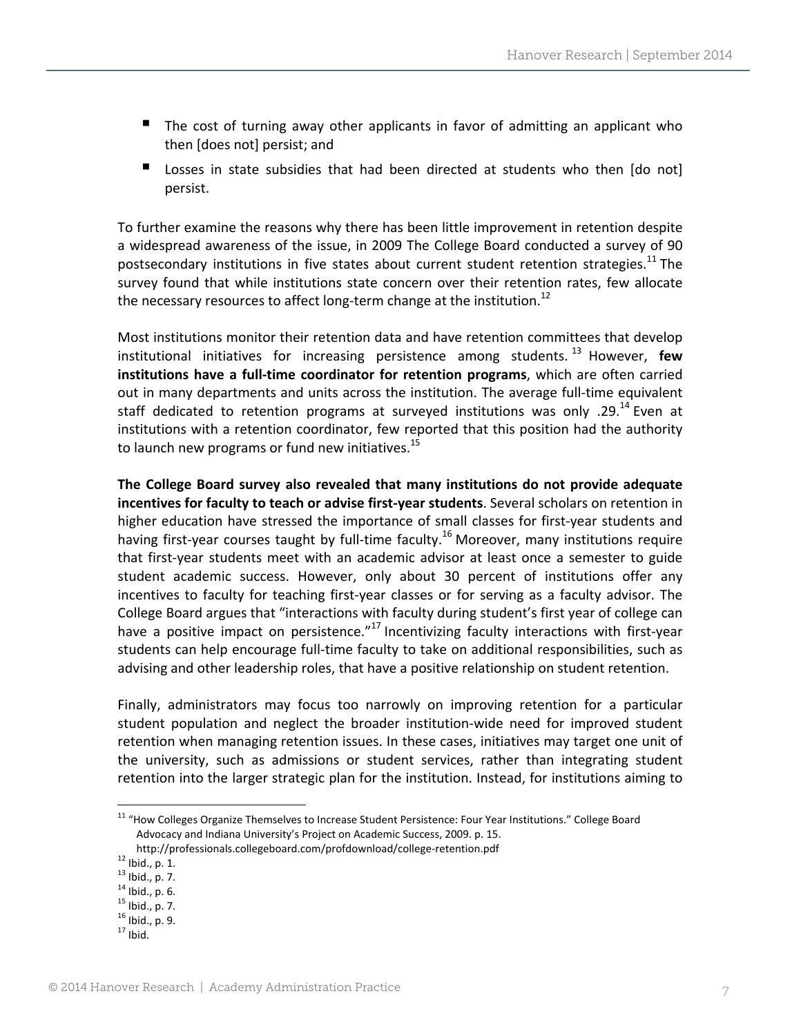- The cost of turning away other applicants in favor of admitting an applicant who then [does not] persist; and
- Losses in state subsidies that had been directed at students who then [do not] persist.

To further examine the reasons why there has been little improvement in retention despite a widespread awareness of the issue, in 2009 The College Board conducted a survey of 90 postsecondary institutions in five states about current student retention strategies.[11] The survey found that while institutions state concern over their retention rates, few allocate the necessary resources to affect long-term change at the institution.[12]

Most institutions monitor their retention data and have retention committees that develop institutional initiatives for increasing persistence among students.[13] However, **few institutions have a full-time coordinator for retention programs**, which are often carried out in many departments and units across the institution. The average full-time equivalent staff dedicated to retention programs at surveyed institutions was only .29.[14] Even at institutions with a retention coordinator, few reported that this position had the authority to launch new programs or fund new initiatives.[15]

**The College Board survey also revealed that many institutions do not provide adequate incentives for faculty to teach or advise first-year students**. Several scholars on retention in higher education have stressed the importance of small classes for first-year students and having first-year courses taught by full-time faculty.[16] Moreover, many institutions require that first-year students meet with an academic advisor at least once a semester to guide student academic success. However, only about 30 percent of institutions offer any incentives to faculty for teaching first-year classes or for serving as a faculty advisor. The College Board argues that "interactions with faculty during student's first year of college can have a positive impact on persistence."[17] Incentivizing faculty interactions with first-year students can help encourage full-time faculty to take on additional responsibilities, such as advising and other leadership roles, that have a positive relationship on student retention.

Finally, administrators may focus too narrowly on improving retention for a particular student population and neglect the broader institution-wide need for improved student retention when managing retention issues. In these cases, initiatives may target one unit of the university, such as admissions or student services, rather than integrating student retention into the larger strategic plan for the institution. Instead, for institutions aiming to

---

[11] "How Colleges Organize Themselves to Increase Student Persistence: Four Year Institutions." College Board Advocacy and Indiana University's Project on Academic Success, 2009. p. 15. http://professionals.collegeboard.com/profdownload/college-retention.pdf

[12] Ibid., p. 1.

[13] Ibid., p. 7.

[14] Ibid., p. 6.

[15] Ibid., p. 7.

[16] Ibid., p. 9.

[17] Ibid.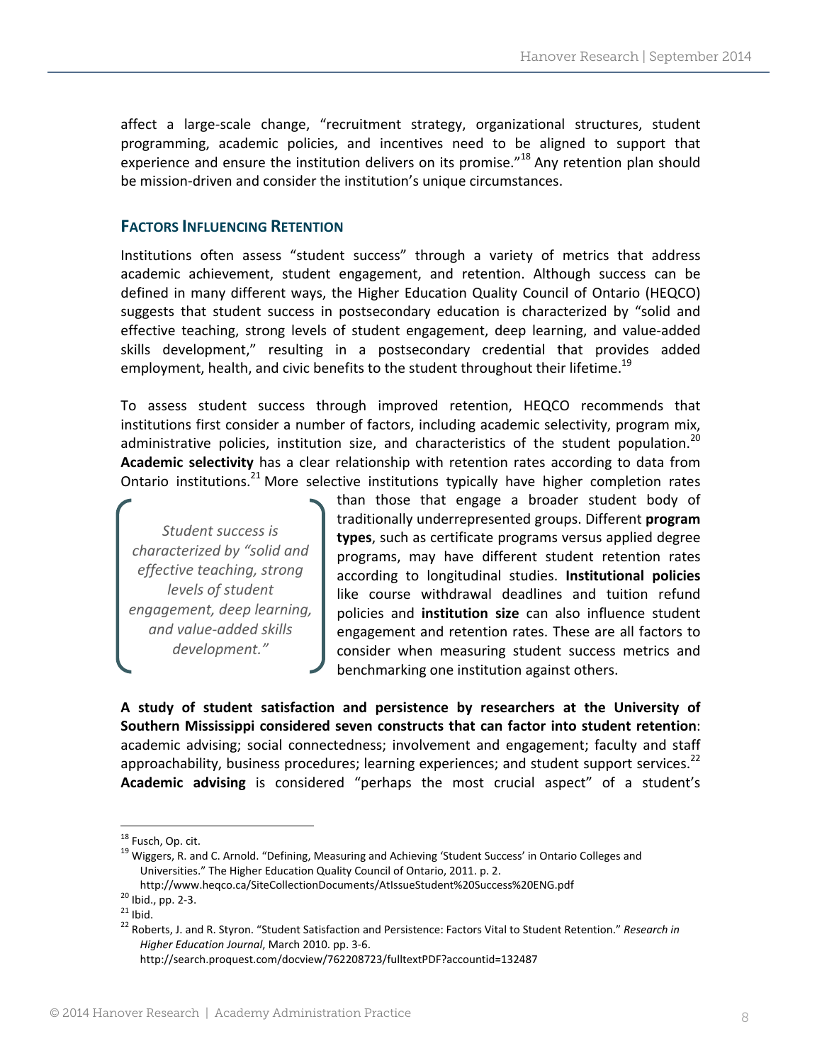affect a large-scale change, "recruitment strategy, organizational structures, student programming, academic policies, and incentives need to be aligned to support that experience and ensure the institution delivers on its promise."[18] Any retention plan should be mission-driven and consider the institution's unique circumstances.

## FACTORS INFLUENCING RETENTION

Institutions often assess "student success" through a variety of metrics that address academic achievement, student engagement, and retention. Although success can be defined in many different ways, the Higher Education Quality Council of Ontario (HEQCO) suggests that student success in postsecondary education is characterized by "solid and effective teaching, strong levels of student engagement, deep learning, and value-added skills development," resulting in a postsecondary credential that provides added employment, health, and civic benefits to the student throughout their lifetime.[19]

To assess student success through improved retention, HEQCO recommends that institutions first consider a number of factors, including academic selectivity, program mix, administrative policies, institution size, and characteristics of the student population.[20] **Academic selectivity** has a clear relationship with retention rates according to data from Ontario institutions.[21] More selective institutions typically have higher completion rates than those that engage a broader student body of traditionally underrepresented groups. Different **program types**, such as certificate programs versus applied degree programs, may have different student retention rates according to longitudinal studies. **Institutional policies** like course withdrawal deadlines and tuition refund policies and **institution size** can also influence student engagement and retention rates. These are all factors to consider when measuring student success metrics and benchmarking one institution against others.

> *Student success is characterized by "solid and effective teaching, strong levels of student engagement, deep learning, and value-added skills development."*

**A study of student satisfaction and persistence by researchers at the University of Southern Mississippi considered seven constructs that can factor into student retention**: academic advising; social connectedness; involvement and engagement; faculty and staff approachability, business procedures; learning experiences; and student support services.[22] **Academic advising** is considered "perhaps the most crucial aspect" of a student's

---

[18] Fusch, Op. cit.

[19] Wiggers, R. and C. Arnold. "Defining, Measuring and Achieving 'Student Success' in Ontario Colleges and Universities." The Higher Education Quality Council of Ontario, 2011. p. 2. http://www.heqco.ca/SiteCollectionDocuments/AtIssueStudent%20Success%20ENG.pdf

[20] Ibid., pp. 2-3.

[21] Ibid.

[22] Roberts, J. and R. Styron. "Student Satisfaction and Persistence: Factors Vital to Student Retention." *Research in Higher Education Journal*, March 2010. pp. 3-6. http://search.proquest.com/docview/762208723/fulltextPDF?accountid=132487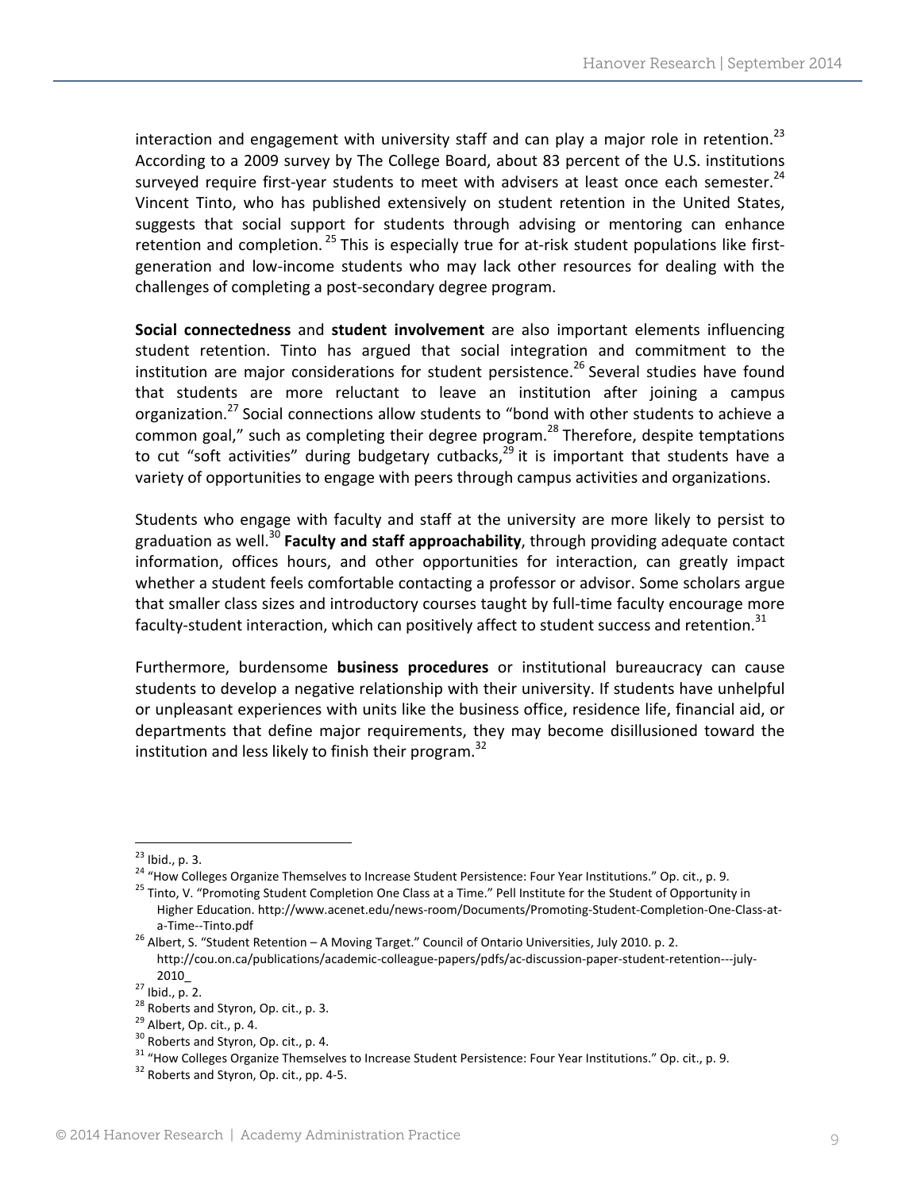interaction and engagement with university staff and can play a major role in retention.[23] According to a 2009 survey by The College Board, about 83 percent of the U.S. institutions surveyed require first-year students to meet with advisers at least once each semester.[24] Vincent Tinto, who has published extensively on student retention in the United States, suggests that social support for students through advising or mentoring can enhance retention and completion.[25] This is especially true for at-risk student populations like first-generation and low-income students who may lack other resources for dealing with the challenges of completing a post-secondary degree program.

**Social connectedness** and **student involvement** are also important elements influencing student retention. Tinto has argued that social integration and commitment to the institution are major considerations for student persistence.[26] Several studies have found that students are more reluctant to leave an institution after joining a campus organization.[27] Social connections allow students to "bond with other students to achieve a common goal," such as completing their degree program.[28] Therefore, despite temptations to cut "soft activities" during budgetary cutbacks,[29] it is important that students have a variety of opportunities to engage with peers through campus activities and organizations.

Students who engage with faculty and staff at the university are more likely to persist to graduation as well.[30] **Faculty and staff approachability**, through providing adequate contact information, offices hours, and other opportunities for interaction, can greatly impact whether a student feels comfortable contacting a professor or advisor. Some scholars argue that smaller class sizes and introductory courses taught by full-time faculty encourage more faculty-student interaction, which can positively affect to student success and retention.[31]

Furthermore, burdensome **business procedures** or institutional bureaucracy can cause students to develop a negative relationship with their university. If students have unhelpful or unpleasant experiences with units like the business office, residence life, financial aid, or departments that define major requirements, they may become disillusioned toward the institution and less likely to finish their program.[32]

---

[23] Ibid., p. 3.

[24] "How Colleges Organize Themselves to Increase Student Persistence: Four Year Institutions." Op. cit., p. 9.

[25] Tinto, V. "Promoting Student Completion One Class at a Time." Pell Institute for the Student of Opportunity in Higher Education. http://www.acenet.edu/news-room/Documents/Promoting-Student-Completion-One-Class-at-a-Time--Tinto.pdf

[26] Albert, S. "Student Retention – A Moving Target." Council of Ontario Universities, July 2010. p. 2. http://cou.on.ca/publications/academic-colleague-papers/pdfs/ac-discussion-paper-student-retention---july-2010_

[27] Ibid., p. 2.

[28] Roberts and Styron, Op. cit., p. 3.

[29] Albert, Op. cit., p. 4.

[30] Roberts and Styron, Op. cit., p. 4.

[31] "How Colleges Organize Themselves to Increase Student Persistence: Four Year Institutions." Op. cit., p. 9.

[32] Roberts and Styron, Op. cit., pp. 4-5.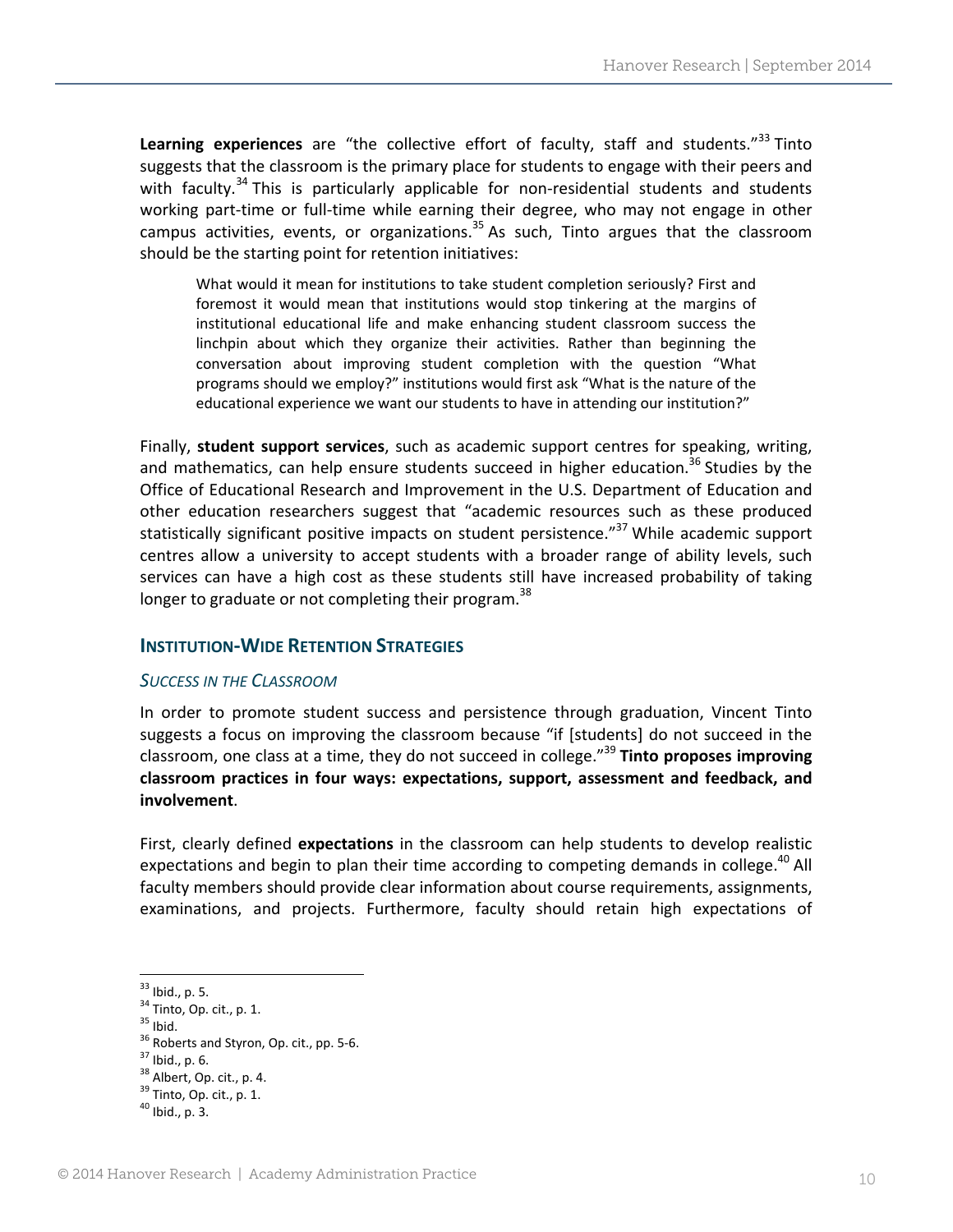**Learning experiences** are "the collective effort of faculty, staff and students."[33] Tinto suggests that the classroom is the primary place for students to engage with their peers and with faculty.[34] This is particularly applicable for non-residential students and students working part-time or full-time while earning their degree, who may not engage in other campus activities, events, or organizations.[35] As such, Tinto argues that the classroom should be the starting point for retention initiatives:

> What would it mean for institutions to take student completion seriously? First and foremost it would mean that institutions would stop tinkering at the margins of institutional educational life and make enhancing student classroom success the linchpin about which they organize their activities. Rather than beginning the conversation about improving student completion with the question "What programs should we employ?" institutions would first ask "What is the nature of the educational experience we want our students to have in attending our institution?"

Finally, **student support services**, such as academic support centres for speaking, writing, and mathematics, can help ensure students succeed in higher education.[36] Studies by the Office of Educational Research and Improvement in the U.S. Department of Education and other education researchers suggest that "academic resources such as these produced statistically significant positive impacts on student persistence."[37] While academic support centres allow a university to accept students with a broader range of ability levels, such services can have a high cost as these students still have increased probability of taking longer to graduate or not completing their program.[38]

## INSTITUTION-WIDE RETENTION STRATEGIES

### *SUCCESS IN THE CLASSROOM*

In order to promote student success and persistence through graduation, Vincent Tinto suggests a focus on improving the classroom because "if [students] do not succeed in the classroom, one class at a time, they do not succeed in college."[39] **Tinto proposes improving classroom practices in four ways: expectations, support, assessment and feedback, and involvement**.

First, clearly defined **expectations** in the classroom can help students to develop realistic expectations and begin to plan their time according to competing demands in college.[40] All faculty members should provide clear information about course requirements, assignments, examinations, and projects. Furthermore, faculty should retain high expectations of

---

[33] Ibid., p. 5.
[34] Tinto, Op. cit., p. 1.
[35] Ibid.
[36] Roberts and Styron, Op. cit., pp. 5-6.
[37] Ibid., p. 6.
[38] Albert, Op. cit., p. 4.
[39] Tinto, Op. cit., p. 1.
[40] Ibid., p. 3.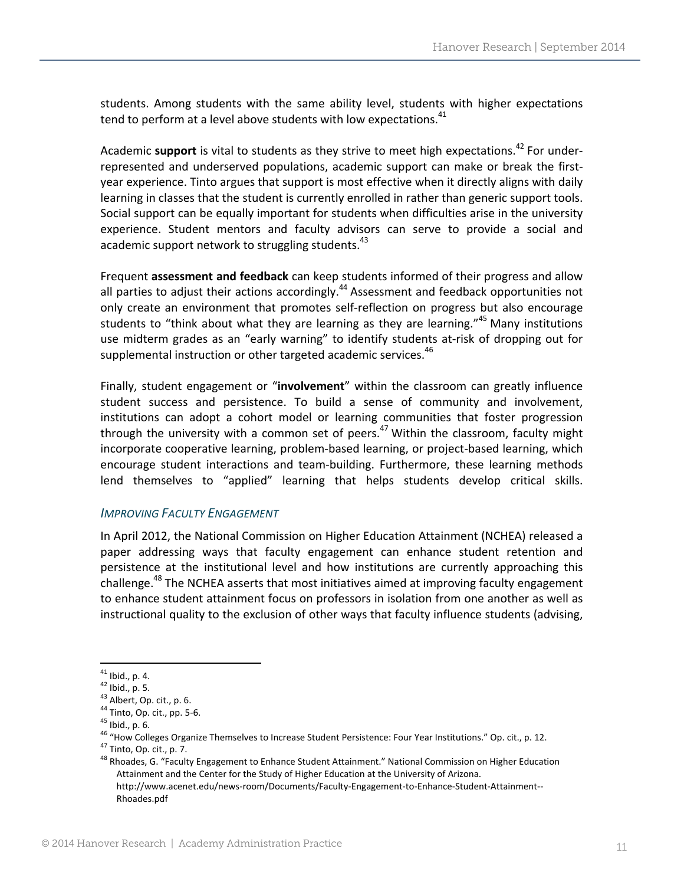students. Among students with the same ability level, students with higher expectations tend to perform at a level above students with low expectations.[41]

Academic **support** is vital to students as they strive to meet high expectations.[42] For under-represented and underserved populations, academic support can make or break the first-year experience. Tinto argues that support is most effective when it directly aligns with daily learning in classes that the student is currently enrolled in rather than generic support tools. Social support can be equally important for students when difficulties arise in the university experience. Student mentors and faculty advisors can serve to provide a social and academic support network to struggling students.[43]

Frequent **assessment and feedback** can keep students informed of their progress and allow all parties to adjust their actions accordingly.[44] Assessment and feedback opportunities not only create an environment that promotes self-reflection on progress but also encourage students to "think about what they are learning as they are learning."[45] Many institutions use midterm grades as an "early warning" to identify students at-risk of dropping out for supplemental instruction or other targeted academic services.[46]

Finally, student engagement or "**involvement**" within the classroom can greatly influence student success and persistence. To build a sense of community and involvement, institutions can adopt a cohort model or learning communities that foster progression through the university with a common set of peers.[47] Within the classroom, faculty might incorporate cooperative learning, problem-based learning, or project-based learning, which encourage student interactions and team-building. Furthermore, these learning methods lend themselves to "applied" learning that helps students develop critical skills.

### *Improving Faculty Engagement*

In April 2012, the National Commission on Higher Education Attainment (NCHEA) released a paper addressing ways that faculty engagement can enhance student retention and persistence at the institutional level and how institutions are currently approaching this challenge.[48] The NCHEA asserts that most initiatives aimed at improving faculty engagement to enhance student attainment focus on professors in isolation from one another as well as instructional quality to the exclusion of other ways that faculty influence students (advising,

---

[41] Ibid., p. 4.
[42] Ibid., p. 5.
[43] Albert, Op. cit., p. 6.
[44] Tinto, Op. cit., pp. 5-6.
[45] Ibid., p. 6.
[46] "How Colleges Organize Themselves to Increase Student Persistence: Four Year Institutions." Op. cit., p. 12.
[47] Tinto, Op. cit., p. 7.
[48] Rhoades, G. "Faculty Engagement to Enhance Student Attainment." National Commission on Higher Education Attainment and the Center for the Study of Higher Education at the University of Arizona. http://www.acenet.edu/news-room/Documents/Faculty-Engagement-to-Enhance-Student-Attainment--Rhoades.pdf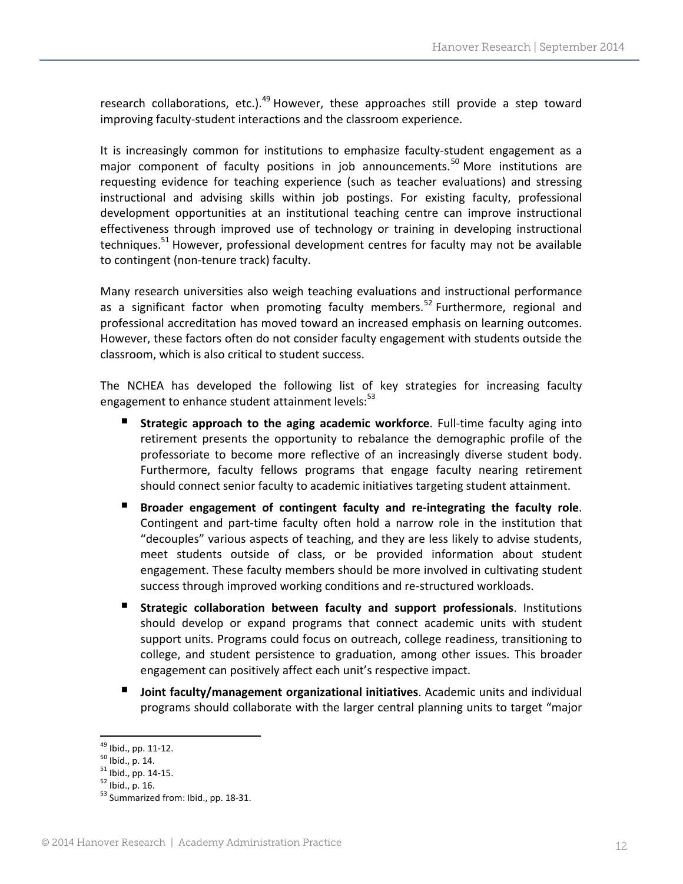research collaborations, etc.).[49] However, these approaches still provide a step toward improving faculty-student interactions and the classroom experience.

It is increasingly common for institutions to emphasize faculty-student engagement as a major component of faculty positions in job announcements.[50] More institutions are requesting evidence for teaching experience (such as teacher evaluations) and stressing instructional and advising skills within job postings. For existing faculty, professional development opportunities at an institutional teaching centre can improve instructional effectiveness through improved use of technology or training in developing instructional techniques.[51] However, professional development centres for faculty may not be available to contingent (non-tenure track) faculty.

Many research universities also weigh teaching evaluations and instructional performance as a significant factor when promoting faculty members.[52] Furthermore, regional and professional accreditation has moved toward an increased emphasis on learning outcomes. However, these factors often do not consider faculty engagement with students outside the classroom, which is also critical to student success.

The NCHEA has developed the following list of key strategies for increasing faculty engagement to enhance student attainment levels:[53]

- **Strategic approach to the aging academic workforce**. Full-time faculty aging into retirement presents the opportunity to rebalance the demographic profile of the professoriate to become more reflective of an increasingly diverse student body. Furthermore, faculty fellows programs that engage faculty nearing retirement should connect senior faculty to academic initiatives targeting student attainment.
- **Broader engagement of contingent faculty and re-integrating the faculty role**. Contingent and part-time faculty often hold a narrow role in the institution that "decouples" various aspects of teaching, and they are less likely to advise students, meet students outside of class, or be provided information about student engagement. These faculty members should be more involved in cultivating student success through improved working conditions and re-structured workloads.
- **Strategic collaboration between faculty and support professionals**. Institutions should develop or expand programs that connect academic units with student support units. Programs could focus on outreach, college readiness, transitioning to college, and student persistence to graduation, among other issues. This broader engagement can positively affect each unit's respective impact.
- **Joint faculty/management organizational initiatives**. Academic units and individual programs should collaborate with the larger central planning units to target "major

---

[49] Ibid., pp. 11-12.

[50] Ibid., p. 14.

[51] Ibid., pp. 14-15.

[52] Ibid., p. 16.

[53] Summarized from: Ibid., pp. 18-31.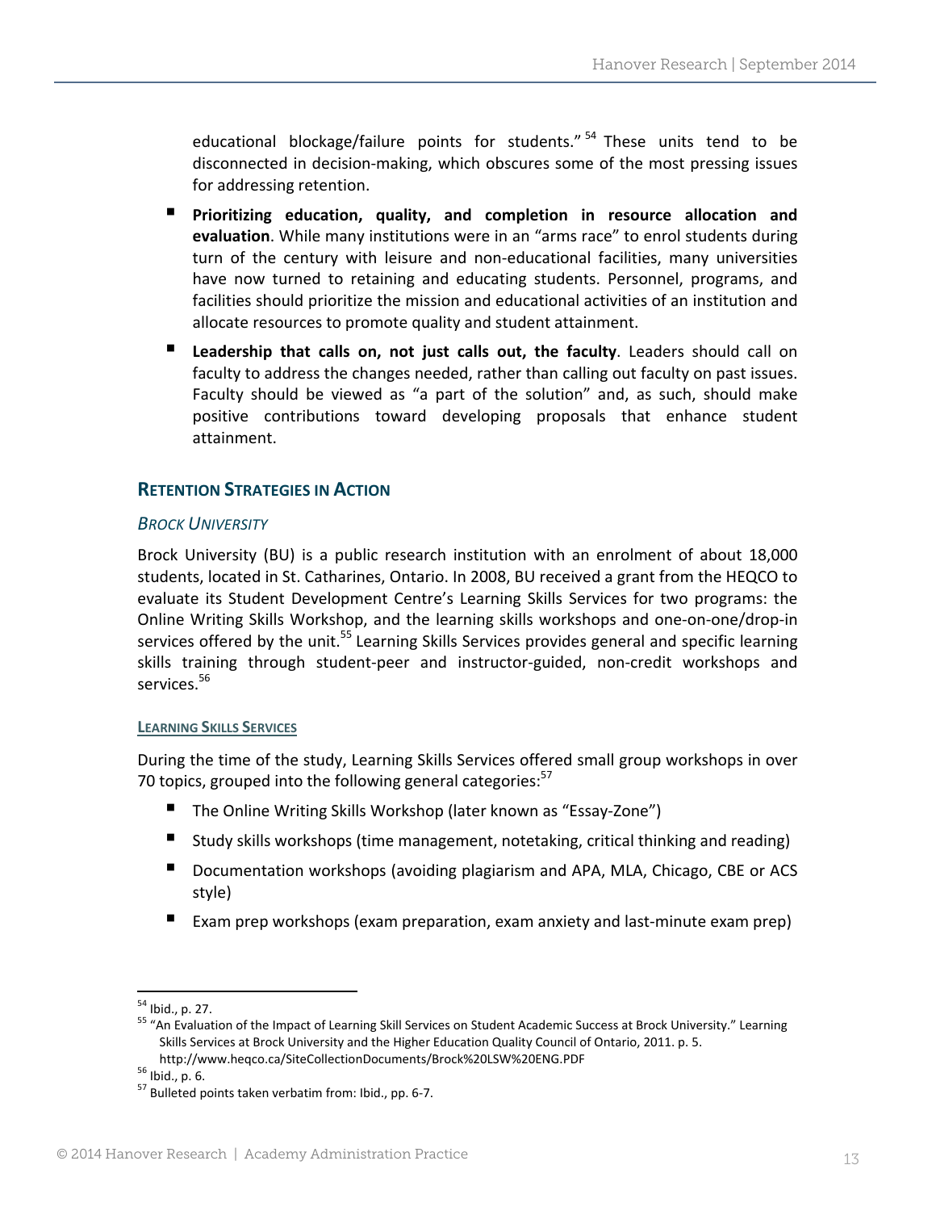educational blockage/failure points for students."[54] These units tend to be disconnected in decision-making, which obscures some of the most pressing issues for addressing retention.

- **Prioritizing education, quality, and completion in resource allocation and evaluation**. While many institutions were in an "arms race" to enrol students during turn of the century with leisure and non-educational facilities, many universities have now turned to retaining and educating students. Personnel, programs, and facilities should prioritize the mission and educational activities of an institution and allocate resources to promote quality and student attainment.
- **Leadership that calls on, not just calls out, the faculty**. Leaders should call on faculty to address the changes needed, rather than calling out faculty on past issues. Faculty should be viewed as "a part of the solution" and, as such, should make positive contributions toward developing proposals that enhance student attainment.

## RETENTION STRATEGIES IN ACTION

### *BROCK UNIVERSITY*

Brock University (BU) is a public research institution with an enrolment of about 18,000 students, located in St. Catharines, Ontario. In 2008, BU received a grant from the HEQCO to evaluate its Student Development Centre's Learning Skills Services for two programs: the Online Writing Skills Workshop, and the learning skills workshops and one-on-one/drop-in services offered by the unit.[55] Learning Skills Services provides general and specific learning skills training through student-peer and instructor-guided, non-credit workshops and services.[56]

#### LEARNING SKILLS SERVICES

During the time of the study, Learning Skills Services offered small group workshops in over 70 topics, grouped into the following general categories:[57]

- The Online Writing Skills Workshop (later known as "Essay-Zone")
- Study skills workshops (time management, notetaking, critical thinking and reading)
- Documentation workshops (avoiding plagiarism and APA, MLA, Chicago, CBE or ACS style)
- Exam prep workshops (exam preparation, exam anxiety and last-minute exam prep)

---

[54] Ibid., p. 27.

[55] "An Evaluation of the Impact of Learning Skill Services on Student Academic Success at Brock University." Learning Skills Services at Brock University and the Higher Education Quality Council of Ontario, 2011. p. 5. http://www.heqco.ca/SiteCollectionDocuments/Brock%20LSW%20ENG.PDF

[56] Ibid., p. 6.

[57] Bulleted points taken verbatim from: Ibid., pp. 6-7.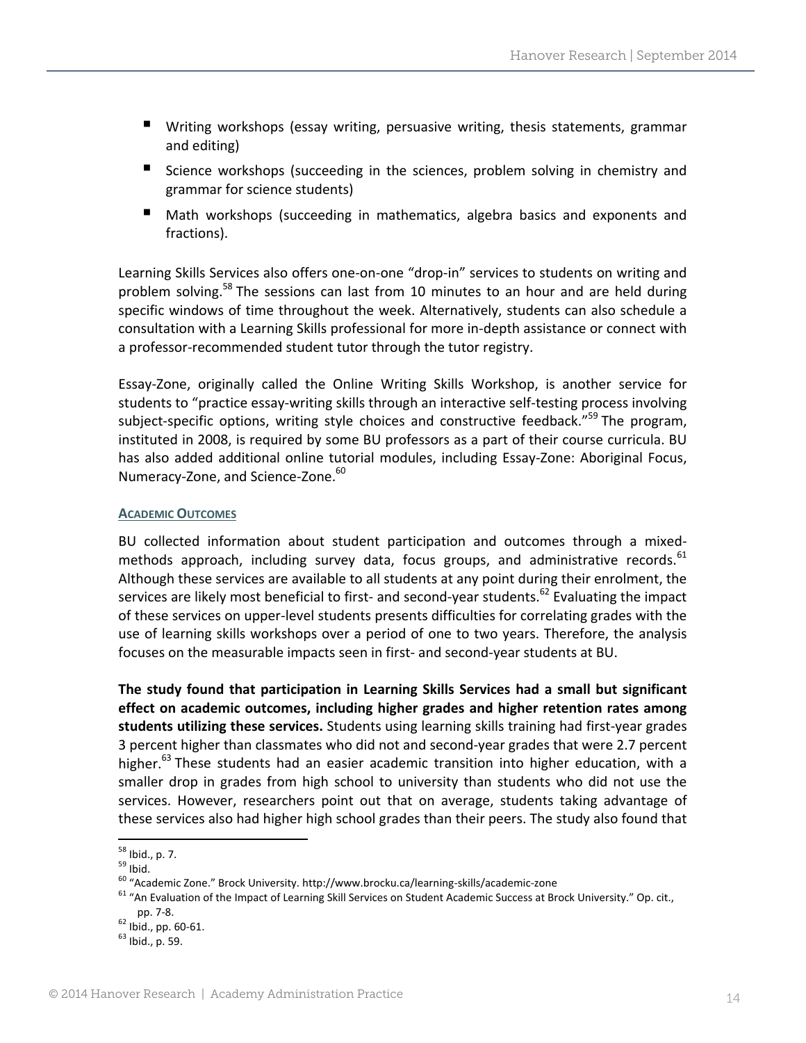- Writing workshops (essay writing, persuasive writing, thesis statements, grammar and editing)
- Science workshops (succeeding in the sciences, problem solving in chemistry and grammar for science students)
- Math workshops (succeeding in mathematics, algebra basics and exponents and fractions).

Learning Skills Services also offers one-on-one "drop-in" services to students on writing and problem solving.[58] The sessions can last from 10 minutes to an hour and are held during specific windows of time throughout the week. Alternatively, students can also schedule a consultation with a Learning Skills professional for more in-depth assistance or connect with a professor-recommended student tutor through the tutor registry.

Essay-Zone, originally called the Online Writing Skills Workshop, is another service for students to "practice essay-writing skills through an interactive self-testing process involving subject-specific options, writing style choices and constructive feedback."[59] The program, instituted in 2008, is required by some BU professors as a part of their course curricula. BU has also added additional online tutorial modules, including Essay-Zone: Aboriginal Focus, Numeracy-Zone, and Science-Zone.[60]

#### ACADEMIC OUTCOMES

BU collected information about student participation and outcomes through a mixed-methods approach, including survey data, focus groups, and administrative records.[61] Although these services are available to all students at any point during their enrolment, the services are likely most beneficial to first- and second-year students.[62] Evaluating the impact of these services on upper-level students presents difficulties for correlating grades with the use of learning skills workshops over a period of one to two years. Therefore, the analysis focuses on the measurable impacts seen in first- and second-year students at BU.

**The study found that participation in Learning Skills Services had a small but significant effect on academic outcomes, including higher grades and higher retention rates among students utilizing these services.** Students using learning skills training had first-year grades 3 percent higher than classmates who did not and second-year grades that were 2.7 percent higher.[63] These students had an easier academic transition into higher education, with a smaller drop in grades from high school to university than students who did not use the services. However, researchers point out that on average, students taking advantage of these services also had higher high school grades than their peers. The study also found that

---

[58] Ibid., p. 7.

[59] Ibid.

[60] "Academic Zone." Brock University. http://www.brocku.ca/learning-skills/academic-zone

[61] "An Evaluation of the Impact of Learning Skill Services on Student Academic Success at Brock University." Op. cit., pp. 7-8.

[62] Ibid., pp. 60-61.

[63] Ibid., p. 59.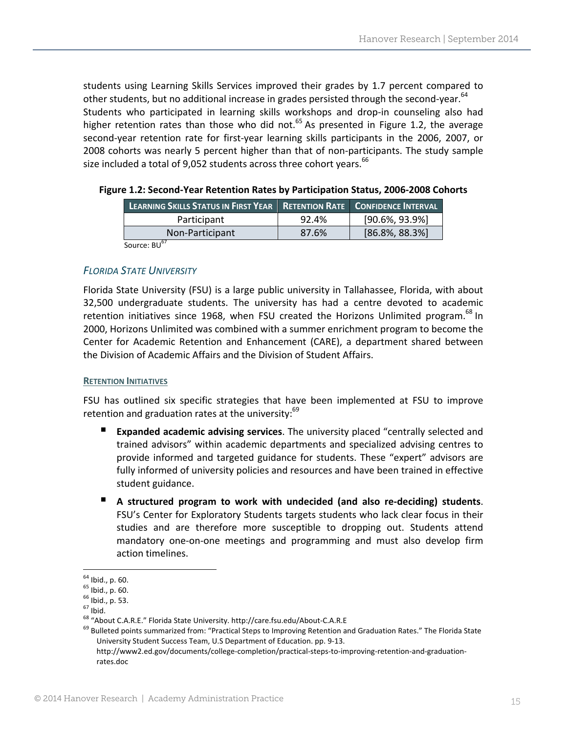students using Learning Skills Services improved their grades by 1.7 percent compared to other students, but no additional increase in grades persisted through the second-year.[64] Students who participated in learning skills workshops and drop-in counseling also had higher retention rates than those who did not.[65] As presented in Figure 1.2, the average second-year retention rate for first-year learning skills participants in the 2006, 2007, or 2008 cohorts was nearly 5 percent higher than that of non-participants. The study sample size included a total of 9,052 students across three cohort years.[66]

**Figure 1.2: Second-Year Retention Rates by Participation Status, 2006-2008 Cohorts**

| Learning Skills Status in First Year | Retention Rate | Confidence Interval |
|---|---|---|
| Participant | 92.4% | [90.6%, 93.9%] |
| Non-Participant | 87.6% | [86.8%, 88.3%] |

Source: BU[67]

### *Florida State University*

Florida State University (FSU) is a large public university in Tallahassee, Florida, with about 32,500 undergraduate students. The university has had a centre devoted to academic retention initiatives since 1968, when FSU created the Horizons Unlimited program.[68] In 2000, Horizons Unlimited was combined with a summer enrichment program to become the Center for Academic Retention and Enhancement (CARE), a department shared between the Division of Academic Affairs and the Division of Student Affairs.

#### Retention Initiatives

FSU has outlined six specific strategies that have been implemented at FSU to improve retention and graduation rates at the university:[69]

- **Expanded academic advising services**. The university placed "centrally selected and trained advisors" within academic departments and specialized advising centres to provide informed and targeted guidance for students. These "expert" advisors are fully informed of university policies and resources and have been trained in effective student guidance.
- **A structured program to work with undecided (and also re-deciding) students**. FSU's Center for Exploratory Students targets students who lack clear focus in their studies and are therefore more susceptible to dropping out. Students attend mandatory one-on-one meetings and programming and must also develop firm action timelines.

---

[64] Ibid., p. 60.
[65] Ibid., p. 60.
[66] Ibid., p. 53.
[67] Ibid.
[68] "About C.A.R.E." Florida State University. http://care.fsu.edu/About-C.A.R.E
[69] Bulleted points summarized from: "Practical Steps to Improving Retention and Graduation Rates." The Florida State University Student Success Team, U.S Department of Education. pp. 9-13. http://www2.ed.gov/documents/college-completion/practical-steps-to-improving-retention-and-graduation-rates.doc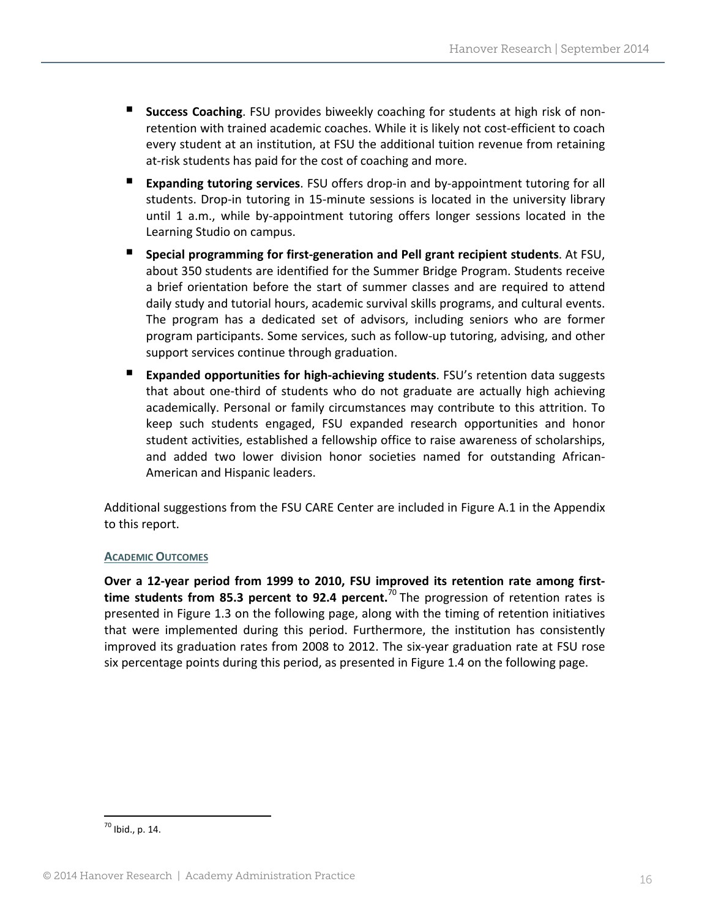- **Success Coaching**. FSU provides biweekly coaching for students at high risk of non-retention with trained academic coaches. While it is likely not cost-efficient to coach every student at an institution, at FSU the additional tuition revenue from retaining at-risk students has paid for the cost of coaching and more.
- **Expanding tutoring services**. FSU offers drop-in and by-appointment tutoring for all students. Drop-in tutoring in 15-minute sessions is located in the university library until 1 a.m., while by-appointment tutoring offers longer sessions located in the Learning Studio on campus.
- **Special programming for first-generation and Pell grant recipient students**. At FSU, about 350 students are identified for the Summer Bridge Program. Students receive a brief orientation before the start of summer classes and are required to attend daily study and tutorial hours, academic survival skills programs, and cultural events. The program has a dedicated set of advisors, including seniors who are former program participants. Some services, such as follow-up tutoring, advising, and other support services continue through graduation.
- **Expanded opportunities for high-achieving students**. FSU's retention data suggests that about one-third of students who do not graduate are actually high achieving academically. Personal or family circumstances may contribute to this attrition. To keep such students engaged, FSU expanded research opportunities and honor student activities, established a fellowship office to raise awareness of scholarships, and added two lower division honor societies named for outstanding African-American and Hispanic leaders.

Additional suggestions from the FSU CARE Center are included in Figure A.1 in the Appendix to this report.

#### ACADEMIC OUTCOMES

**Over a 12-year period from 1999 to 2010, FSU improved its retention rate among first-time students from 85.3 percent to 92.4 percent.**[70] The progression of retention rates is presented in Figure 1.3 on the following page, along with the timing of retention initiatives that were implemented during this period. Furthermore, the institution has consistently improved its graduation rates from 2008 to 2012. The six-year graduation rate at FSU rose six percentage points during this period, as presented in Figure 1.4 on the following page.

[70] Ibid., p. 14.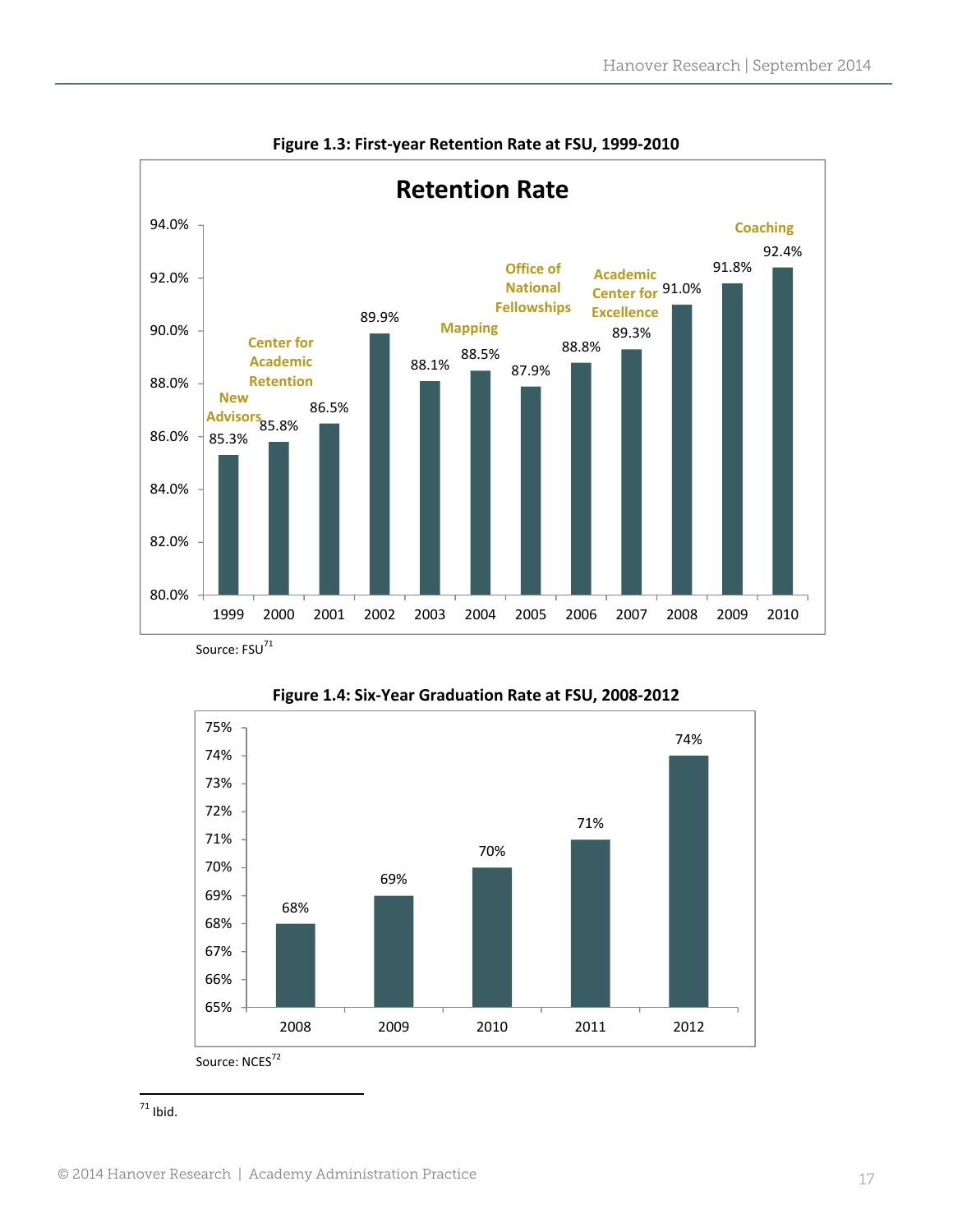**Figure 1.3: First-year Retention Rate at FSU, 1999-2010**

| Year | Retention Rate | Initiative |
|---|---|---|
| 1999 | 85.3% | New Advisors |
| 2000 | 85.8% | Center for Academic Retention |
| 2001 | 86.5% | |
| 2002 | 89.9% | |
| 2003 | 88.1% | |
| 2004 | 88.5% | Mapping |
| 2005 | 87.9% | Office of National Fellowships |
| 2006 | 88.8% | |
| 2007 | 89.3% | Academic Center for Excellence |
| 2008 | 91.0% | |
| 2009 | 91.8% | |
| 2010 | 92.4% | Coaching |

Source: FSU[71]

**Figure 1.4: Six-Year Graduation Rate at FSU, 2008-2012**

| Year | Graduation Rate |
|---|---|
| 2008 | 68% |
| 2009 | 69% |
| 2010 | 70% |
| 2011 | 71% |
| 2012 | 74% |

Source: NCES[72]

[71] Ibid.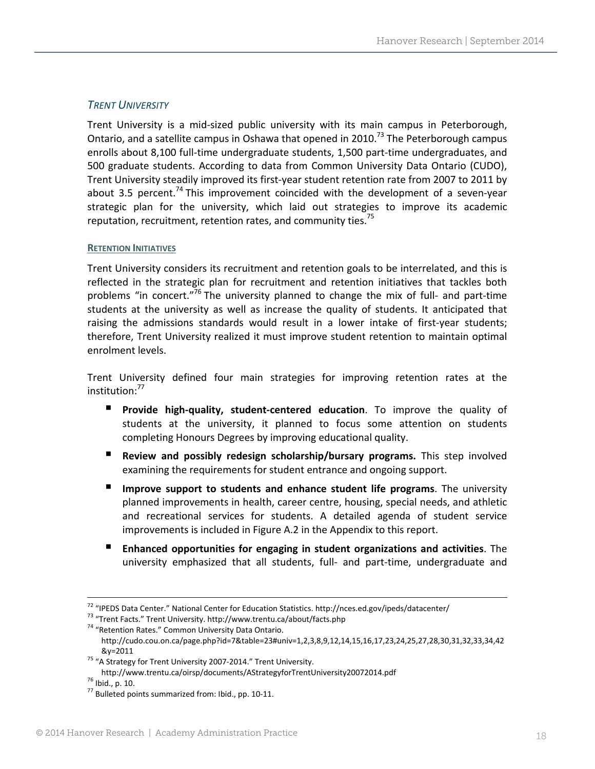### *TRENT UNIVERSITY*

Trent University is a mid-sized public university with its main campus in Peterborough, Ontario, and a satellite campus in Oshawa that opened in 2010.[73] The Peterborough campus enrolls about 8,100 full-time undergraduate students, 1,500 part-time undergraduates, and 500 graduate students. According to data from Common University Data Ontario (CUDO), Trent University steadily improved its first-year student retention rate from 2007 to 2011 by about 3.5 percent.[74] This improvement coincided with the development of a seven-year strategic plan for the university, which laid out strategies to improve its academic reputation, recruitment, retention rates, and community ties.[75]

#### RETENTION INITIATIVES

Trent University considers its recruitment and retention goals to be interrelated, and this is reflected in the strategic plan for recruitment and retention initiatives that tackles both problems "in concert."[76] The university planned to change the mix of full- and part-time students at the university as well as increase the quality of students. It anticipated that raising the admissions standards would result in a lower intake of first-year students; therefore, Trent University realized it must improve student retention to maintain optimal enrolment levels.

Trent University defined four main strategies for improving retention rates at the institution:[77]

- **Provide high-quality, student-centered education**. To improve the quality of students at the university, it planned to focus some attention on students completing Honours Degrees by improving educational quality.
- **Review and possibly redesign scholarship/bursary programs.** This step involved examining the requirements for student entrance and ongoing support.
- **Improve support to students and enhance student life programs**. The university planned improvements in health, career centre, housing, special needs, and athletic and recreational services for students. A detailed agenda of student service improvements is included in Figure A.2 in the Appendix to this report.
- **Enhanced opportunities for engaging in student organizations and activities**. The university emphasized that all students, full- and part-time, undergraduate and

---

[72] "IPEDS Data Center." National Center for Education Statistics. http://nces.ed.gov/ipeds/datacenter/

[73] "Trent Facts." Trent University. http://www.trentu.ca/about/facts.php

[74] "Retention Rates." Common University Data Ontario. http://cudo.cou.on.ca/page.php?id=7&table=23#univ=1,2,3,8,9,12,14,15,16,17,23,24,25,27,28,30,31,32,33,34,42&y=2011

[75] "A Strategy for Trent University 2007-2014." Trent University. http://www.trentu.ca/oirsp/documents/AStrategyforTrentUniversity20072014.pdf

[76] Ibid., p. 10.

[77] Bulleted points summarized from: Ibid., pp. 10-11.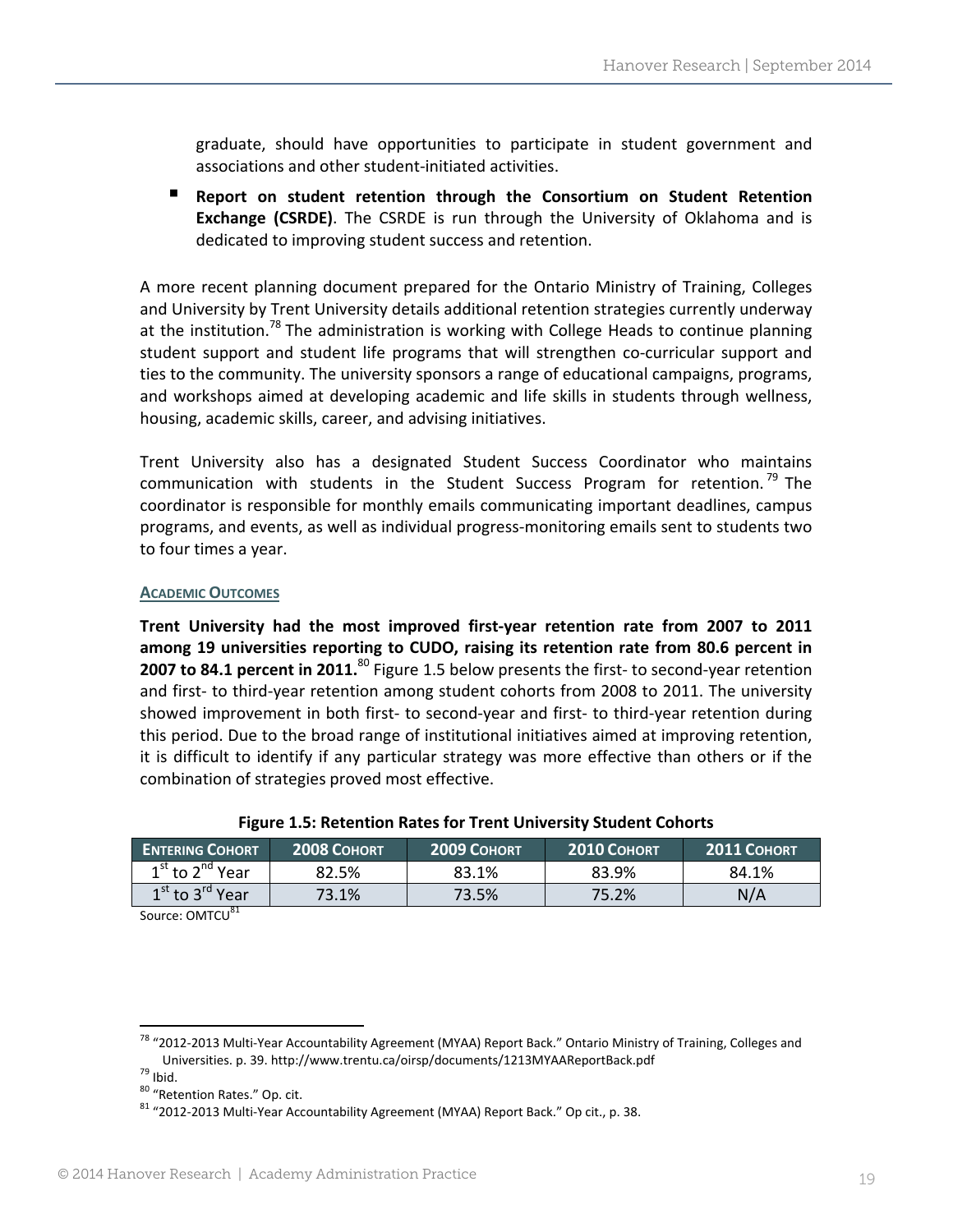graduate, should have opportunities to participate in student government and associations and other student-initiated activities.

- **Report on student retention through the Consortium on Student Retention Exchange (CSRDE)**. The CSRDE is run through the University of Oklahoma and is dedicated to improving student success and retention.

A more recent planning document prepared for the Ontario Ministry of Training, Colleges and University by Trent University details additional retention strategies currently underway at the institution.[78] The administration is working with College Heads to continue planning student support and student life programs that will strengthen co-curricular support and ties to the community. The university sponsors a range of educational campaigns, programs, and workshops aimed at developing academic and life skills in students through wellness, housing, academic skills, career, and advising initiatives.

Trent University also has a designated Student Success Coordinator who maintains communication with students in the Student Success Program for retention.[79] The coordinator is responsible for monthly emails communicating important deadlines, campus programs, and events, as well as individual progress-monitoring emails sent to students two to four times a year.

#### ACADEMIC OUTCOMES

**Trent University had the most improved first-year retention rate from 2007 to 2011 among 19 universities reporting to CUDO, raising its retention rate from 80.6 percent in 2007 to 84.1 percent in 2011.**[80] Figure 1.5 below presents the first- to second-year retention and first- to third-year retention among student cohorts from 2008 to 2011. The university showed improvement in both first- to second-year and first- to third-year retention during this period. Due to the broad range of institutional initiatives aimed at improving retention, it is difficult to identify if any particular strategy was more effective than others or if the combination of strategies proved most effective.

**Figure 1.5: Retention Rates for Trent University Student Cohorts**

| ENTERING COHORT | 2008 COHORT | 2009 COHORT | 2010 COHORT | 2011 COHORT |
|---|---|---|---|---|
| 1st to 2nd Year | 82.5% | 83.1% | 83.9% | 84.1% |
| 1st to 3rd Year | 73.1% | 73.5% | 75.2% | N/A |

Source: OMTCU[81]

[78] "2012-2013 Multi-Year Accountability Agreement (MYAA) Report Back." Ontario Ministry of Training, Colleges and Universities. p. 39. http://www.trentu.ca/oirsp/documents/1213MYAAReportBack.pdf

[79] Ibid.

[80] "Retention Rates." Op. cit.

[81] "2012-2013 Multi-Year Accountability Agreement (MYAA) Report Back." Op cit., p. 38.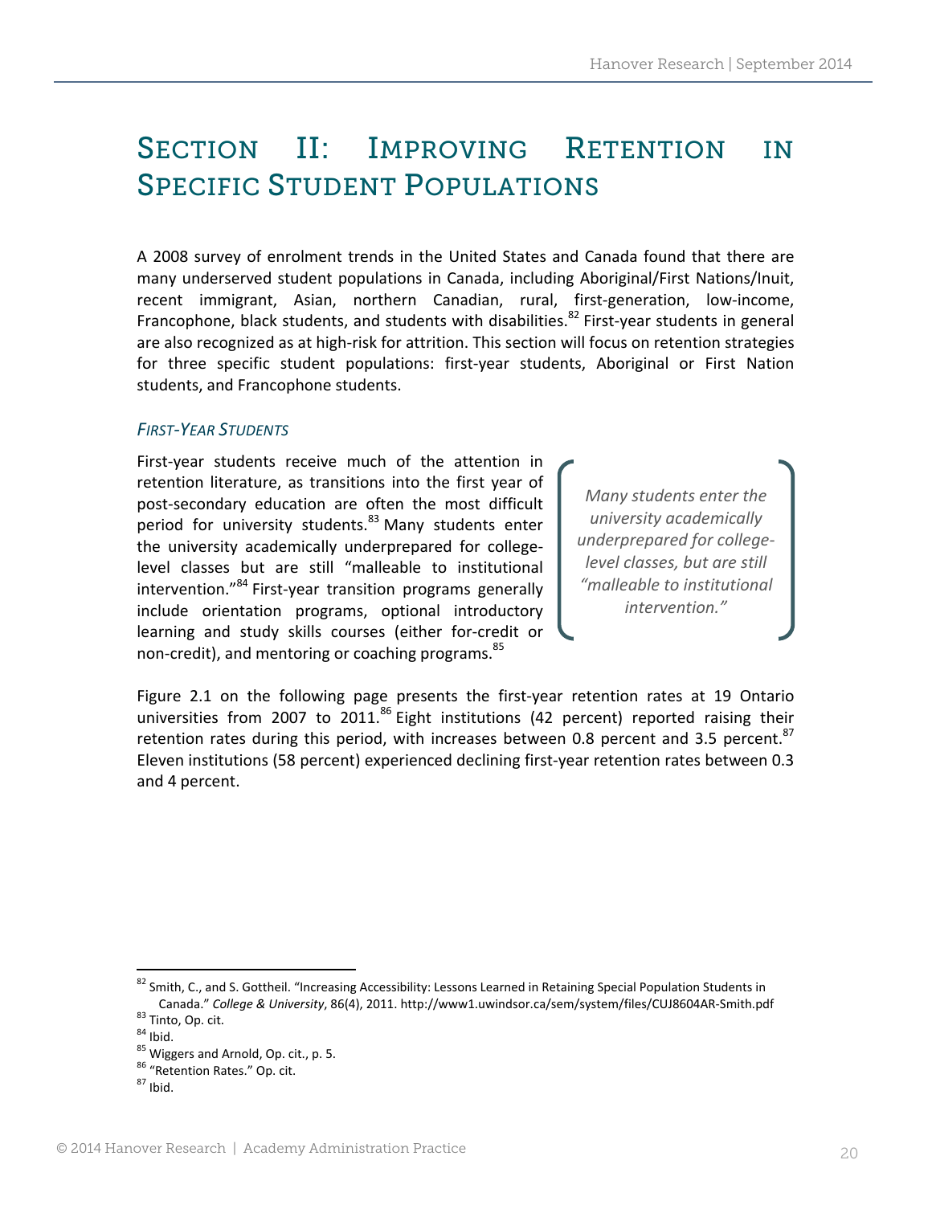# Section II: Improving Retention in Specific Student Populations

A 2008 survey of enrolment trends in the United States and Canada found that there are many underserved student populations in Canada, including Aboriginal/First Nations/Inuit, recent immigrant, Asian, northern Canadian, rural, first-generation, low-income, Francophone, black students, and students with disabilities.[82] First-year students in general are also recognized as at high-risk for attrition. This section will focus on retention strategies for three specific student populations: first-year students, Aboriginal or First Nation students, and Francophone students.

### *First-Year Students*

First-year students receive much of the attention in retention literature, as transitions into the first year of post-secondary education are often the most difficult period for university students.[83] Many students enter the university academically underprepared for college-level classes but are still "malleable to institutional intervention."[84] First-year transition programs generally include orientation programs, optional introductory learning and study skills courses (either for-credit or non-credit), and mentoring or coaching programs.[85]

> *Many students enter the university academically underprepared for college-level classes, but are still "malleable to institutional intervention."*

Figure 2.1 on the following page presents the first-year retention rates at 19 Ontario universities from 2007 to 2011.[86] Eight institutions (42 percent) reported raising their retention rates during this period, with increases between 0.8 percent and 3.5 percent.[87] Eleven institutions (58 percent) experienced declining first-year retention rates between 0.3 and 4 percent.

---

[82] Smith, C., and S. Gottheil. "Increasing Accessibility: Lessons Learned in Retaining Special Population Students in Canada." *College & University*, 86(4), 2011. http://www1.uwindsor.ca/sem/system/files/CUJ8604AR-Smith.pdf

[83] Tinto, Op. cit.

[84] Ibid.

[85] Wiggers and Arnold, Op. cit., p. 5.

[86] "Retention Rates." Op. cit.

[87] Ibid.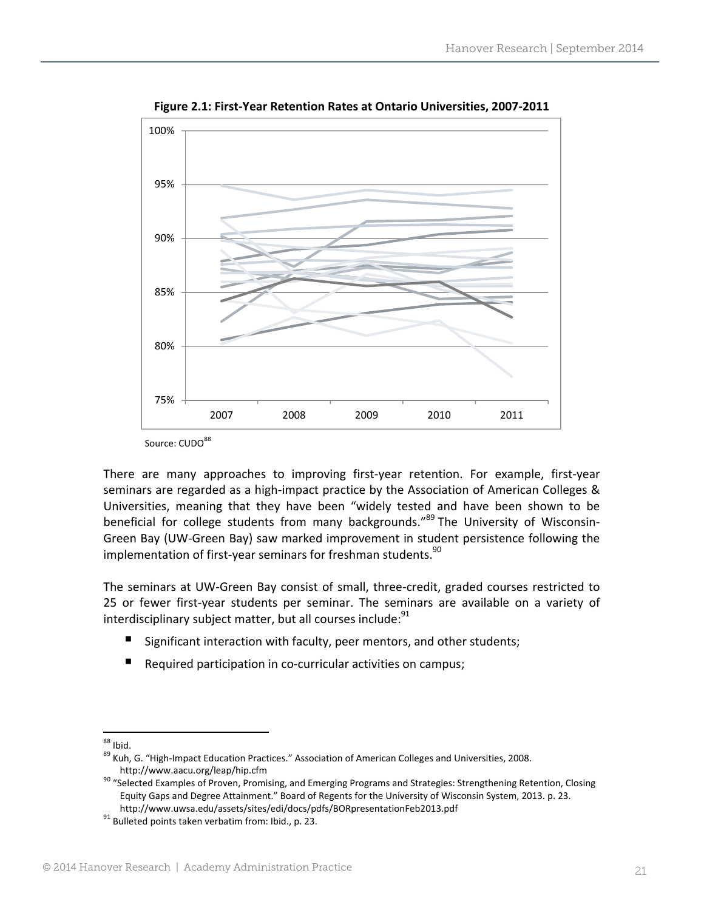**Figure 2.1: First-Year Retention Rates at Ontario Universities, 2007-2011**

Source: CUDO[88]

There are many approaches to improving first-year retention. For example, first-year seminars are regarded as a high-impact practice by the Association of American Colleges & Universities, meaning that they have been "widely tested and have been shown to be beneficial for college students from many backgrounds."[89] The University of Wisconsin-Green Bay (UW-Green Bay) saw marked improvement in student persistence following the implementation of first-year seminars for freshman students.[90]

The seminars at UW-Green Bay consist of small, three-credit, graded courses restricted to 25 or fewer first-year students per seminar. The seminars are available on a variety of interdisciplinary subject matter, but all courses include:[91]

- Significant interaction with faculty, peer mentors, and other students;
- Required participation in co-curricular activities on campus;

---

[88] Ibid.

[89] Kuh, G. "High-Impact Education Practices." Association of American Colleges and Universities, 2008. http://www.aacu.org/leap/hip.cfm

[90] "Selected Examples of Proven, Promising, and Emerging Programs and Strategies: Strengthening Retention, Closing Equity Gaps and Degree Attainment." Board of Regents for the University of Wisconsin System, 2013. p. 23. http://www.uwsa.edu/assets/sites/edi/docs/pdfs/BORpresentationFeb2013.pdf

[91] Bulleted points taken verbatim from: Ibid., p. 23.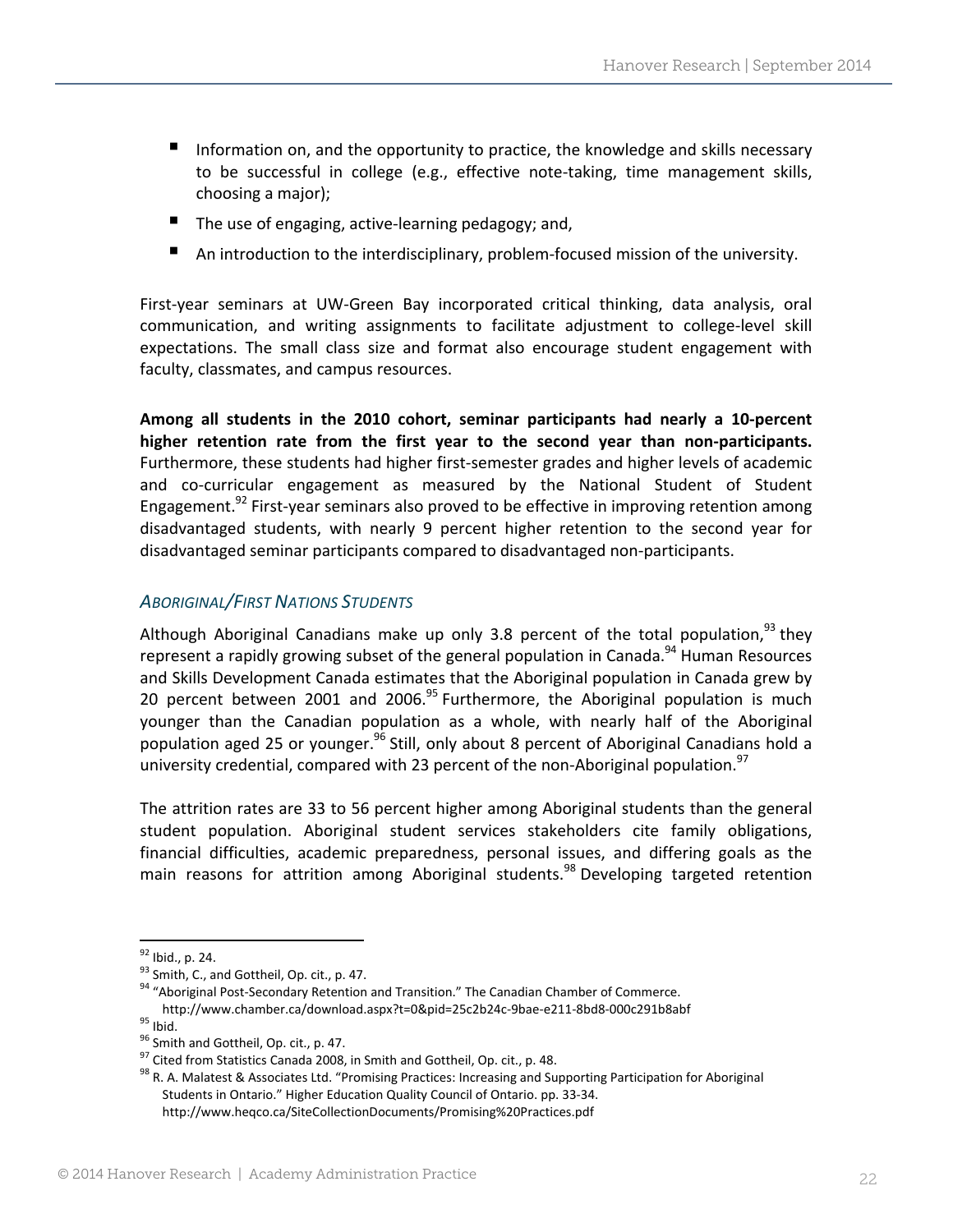- Information on, and the opportunity to practice, the knowledge and skills necessary to be successful in college (e.g., effective note-taking, time management skills, choosing a major);
- The use of engaging, active-learning pedagogy; and,
- An introduction to the interdisciplinary, problem-focused mission of the university.

First-year seminars at UW-Green Bay incorporated critical thinking, data analysis, oral communication, and writing assignments to facilitate adjustment to college-level skill expectations. The small class size and format also encourage student engagement with faculty, classmates, and campus resources.

**Among all students in the 2010 cohort, seminar participants had nearly a 10-percent higher retention rate from the first year to the second year than non-participants.** Furthermore, these students had higher first-semester grades and higher levels of academic and co-curricular engagement as measured by the National Student of Student Engagement.[92] First-year seminars also proved to be effective in improving retention among disadvantaged students, with nearly 9 percent higher retention to the second year for disadvantaged seminar participants compared to disadvantaged non-participants.

### *Aboriginal/First Nations Students*

Although Aboriginal Canadians make up only 3.8 percent of the total population,[93] they represent a rapidly growing subset of the general population in Canada.[94] Human Resources and Skills Development Canada estimates that the Aboriginal population in Canada grew by 20 percent between 2001 and 2006.[95] Furthermore, the Aboriginal population is much younger than the Canadian population as a whole, with nearly half of the Aboriginal population aged 25 or younger.[96] Still, only about 8 percent of Aboriginal Canadians hold a university credential, compared with 23 percent of the non-Aboriginal population.[97]

The attrition rates are 33 to 56 percent higher among Aboriginal students than the general student population. Aboriginal student services stakeholders cite family obligations, financial difficulties, academic preparedness, personal issues, and differing goals as the main reasons for attrition among Aboriginal students.[98] Developing targeted retention

---

[92] Ibid., p. 24.

[93] Smith, C., and Gottheil, Op. cit., p. 47.

[94] "Aboriginal Post-Secondary Retention and Transition." The Canadian Chamber of Commerce. http://www.chamber.ca/download.aspx?t=0&pid=25c2b24c-9bae-e211-8bd8-000c291b8abf

[95] Ibid.

[96] Smith and Gottheil, Op. cit., p. 47.

[97] Cited from Statistics Canada 2008, in Smith and Gottheil, Op. cit., p. 48.

[98] R. A. Malatest & Associates Ltd. "Promising Practices: Increasing and Supporting Participation for Aboriginal Students in Ontario." Higher Education Quality Council of Ontario. pp. 33-34. http://www.heqco.ca/SiteCollectionDocuments/Promising%20Practices.pdf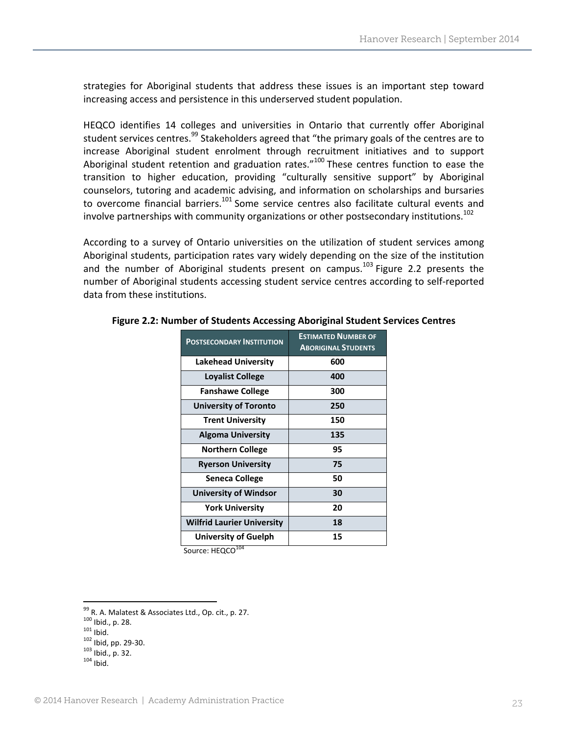strategies for Aboriginal students that address these issues is an important step toward increasing access and persistence in this underserved student population.

HEQCO identifies 14 colleges and universities in Ontario that currently offer Aboriginal student services centres.[99] Stakeholders agreed that "the primary goals of the centres are to increase Aboriginal student enrolment through recruitment initiatives and to support Aboriginal student retention and graduation rates."[100] These centres function to ease the transition to higher education, providing "culturally sensitive support" by Aboriginal counselors, tutoring and academic advising, and information on scholarships and bursaries to overcome financial barriers.[101] Some service centres also facilitate cultural events and involve partnerships with community organizations or other postsecondary institutions.[102]

According to a survey of Ontario universities on the utilization of student services among Aboriginal students, participation rates vary widely depending on the size of the institution and the number of Aboriginal students present on campus.[103] Figure 2.2 presents the number of Aboriginal students accessing student service centres according to self-reported data from these institutions.

**Figure 2.2: Number of Students Accessing Aboriginal Student Services Centres**

| Postsecondary Institution | Estimated Number of Aboriginal Students |
|---|---|
| Lakehead University | 600 |
| Loyalist College | 400 |
| Fanshawe College | 300 |
| University of Toronto | 250 |
| Trent University | 150 |
| Algoma University | 135 |
| Northern College | 95 |
| Ryerson University | 75 |
| Seneca College | 50 |
| University of Windsor | 30 |
| York University | 20 |
| Wilfrid Laurier University | 18 |
| University of Guelph | 15 |

Source: HEQCO[104]

---

[99] R. A. Malatest & Associates Ltd., Op. cit., p. 27.
[100] Ibid., p. 28.
[101] Ibid.
[102] Ibid, pp. 29-30.
[103] Ibid., p. 32.
[104] Ibid.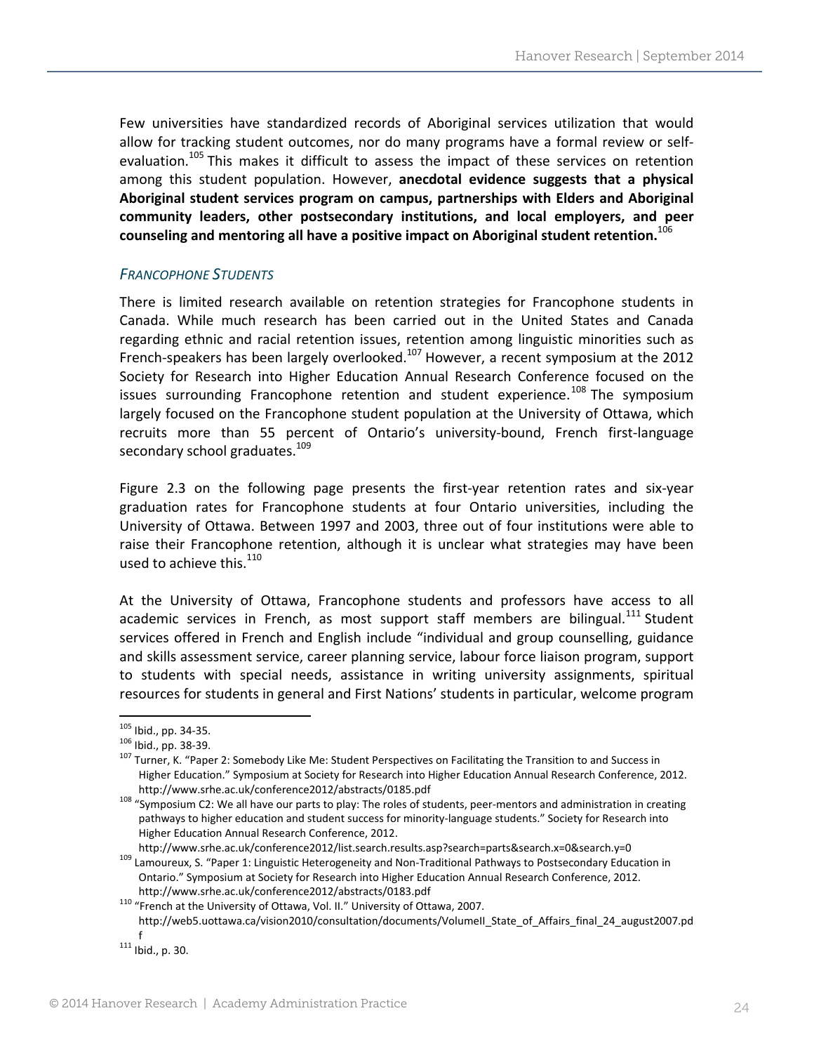Few universities have standardized records of Aboriginal services utilization that would allow for tracking student outcomes, nor do many programs have a formal review or self-evaluation.[105] This makes it difficult to assess the impact of these services on retention among this student population. However, **anecdotal evidence suggests that a physical Aboriginal student services program on campus, partnerships with Elders and Aboriginal community leaders, other postsecondary institutions, and local employers, and peer counseling and mentoring all have a positive impact on Aboriginal student retention.**[106]

### *FRANCOPHONE STUDENTS*

There is limited research available on retention strategies for Francophone students in Canada. While much research has been carried out in the United States and Canada regarding ethnic and racial retention issues, retention among linguistic minorities such as French-speakers has been largely overlooked.[107] However, a recent symposium at the 2012 Society for Research into Higher Education Annual Research Conference focused on the issues surrounding Francophone retention and student experience.[108] The symposium largely focused on the Francophone student population at the University of Ottawa, which recruits more than 55 percent of Ontario's university-bound, French first-language secondary school graduates.[109]

Figure 2.3 on the following page presents the first-year retention rates and six-year graduation rates for Francophone students at four Ontario universities, including the University of Ottawa. Between 1997 and 2003, three out of four institutions were able to raise their Francophone retention, although it is unclear what strategies may have been used to achieve this.[110]

At the University of Ottawa, Francophone students and professors have access to all academic services in French, as most support staff members are bilingual.[111] Student services offered in French and English include "individual and group counselling, guidance and skills assessment service, career planning service, labour force liaison program, support to students with special needs, assistance in writing university assignments, spiritual resources for students in general and First Nations' students in particular, welcome program

---

[105] Ibid., pp. 34-35.

[106] Ibid., pp. 38-39.

[107] Turner, K. "Paper 2: Somebody Like Me: Student Perspectives on Facilitating the Transition to and Success in Higher Education." Symposium at Society for Research into Higher Education Annual Research Conference, 2012. http://www.srhe.ac.uk/conference2012/abstracts/0185.pdf

[108] "Symposium C2: We all have our parts to play: The roles of students, peer-mentors and administration in creating pathways to higher education and student success for minority-language students." Society for Research into Higher Education Annual Research Conference, 2012. http://www.srhe.ac.uk/conference2012/list.search.results.asp?search=parts&search.x=0&search.y=0

[109] Lamoureux, S. "Paper 1: Linguistic Heterogeneity and Non-Traditional Pathways to Postsecondary Education in Ontario." Symposium at Society for Research into Higher Education Annual Research Conference, 2012. http://www.srhe.ac.uk/conference2012/abstracts/0183.pdf

[110] "French at the University of Ottawa, Vol. II." University of Ottawa, 2007. http://web5.uottawa.ca/vision2010/consultation/documents/VolumeII_State_of_Affairs_final_24_august2007.pdf

[111] Ibid., p. 30.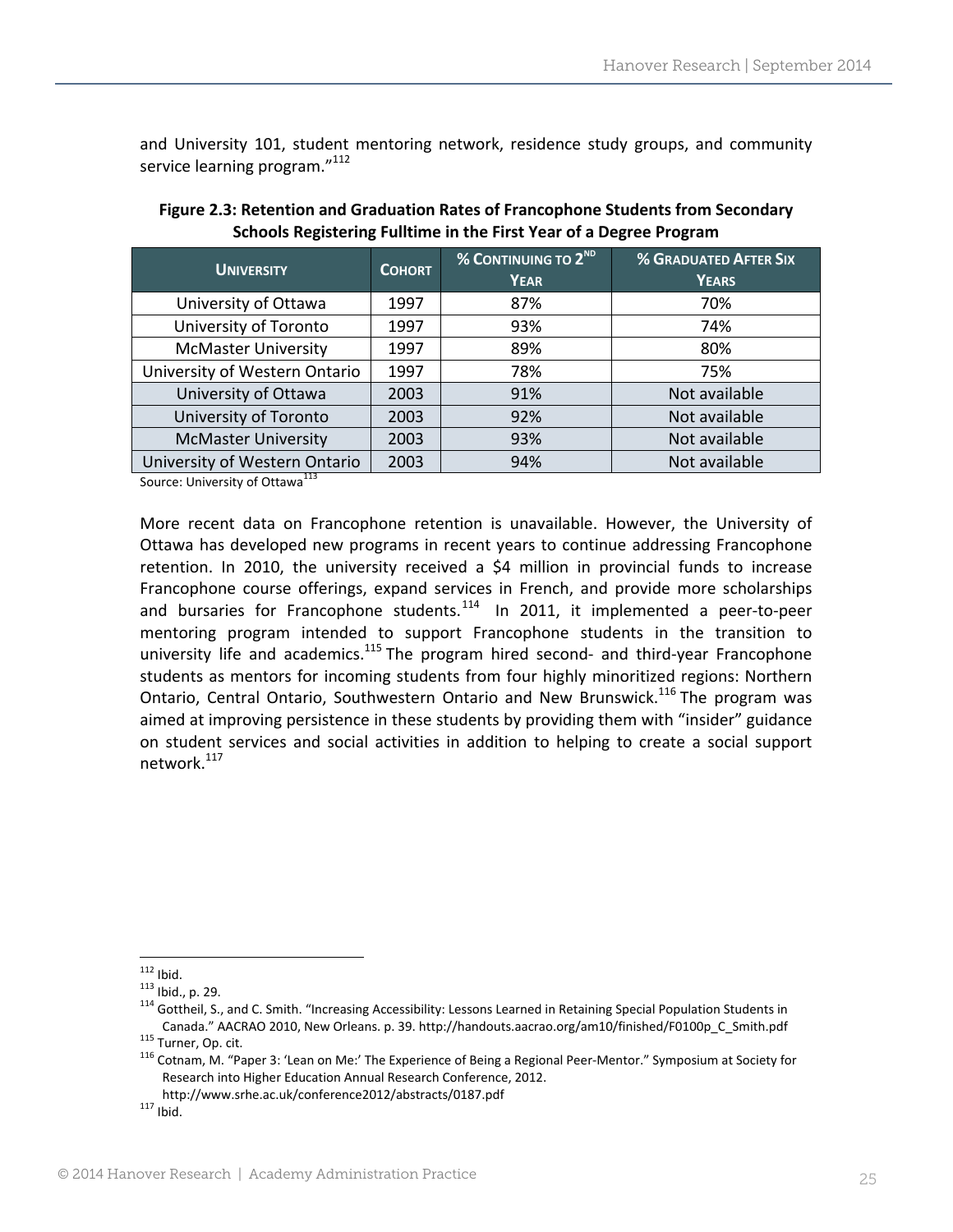and University 101, student mentoring network, residence study groups, and community service learning program."[112]

**Figure 2.3: Retention and Graduation Rates of Francophone Students from Secondary Schools Registering Fulltime in the First Year of a Degree Program**

| University | Cohort | % Continuing to 2nd Year | % Graduated After Six Years |
|---|---|---|---|
| University of Ottawa | 1997 | 87% | 70% |
| University of Toronto | 1997 | 93% | 74% |
| McMaster University | 1997 | 89% | 80% |
| University of Western Ontario | 1997 | 78% | 75% |
| University of Ottawa | 2003 | 91% | Not available |
| University of Toronto | 2003 | 92% | Not available |
| McMaster University | 2003 | 93% | Not available |
| University of Western Ontario | 2003 | 94% | Not available |

Source: University of Ottawa[113]

More recent data on Francophone retention is unavailable. However, the University of Ottawa has developed new programs in recent years to continue addressing Francophone retention. In 2010, the university received a $4 million in provincial funds to increase Francophone course offerings, expand services in French, and provide more scholarships and bursaries for Francophone students.[114] In 2011, it implemented a peer-to-peer mentoring program intended to support Francophone students in the transition to university life and academics.[115] The program hired second- and third-year Francophone students as mentors for incoming students from four highly minoritized regions: Northern Ontario, Central Ontario, Southwestern Ontario and New Brunswick.[116] The program was aimed at improving persistence in these students by providing them with "insider" guidance on student services and social activities in addition to helping to create a social support network.[117]

---

[112] Ibid.

[113] Ibid., p. 29.

[114] Gottheil, S., and C. Smith. "Increasing Accessibility: Lessons Learned in Retaining Special Population Students in Canada." AACRAO 2010, New Orleans. p. 39. http://handouts.aacrao.org/am10/finished/F0100p_C_Smith.pdf

[115] Turner, Op. cit.

[116] Cotnam, M. "Paper 3: 'Lean on Me:' The Experience of Being a Regional Peer-Mentor." Symposium at Society for Research into Higher Education Annual Research Conference, 2012. http://www.srhe.ac.uk/conference2012/abstracts/0187.pdf

[117] Ibid.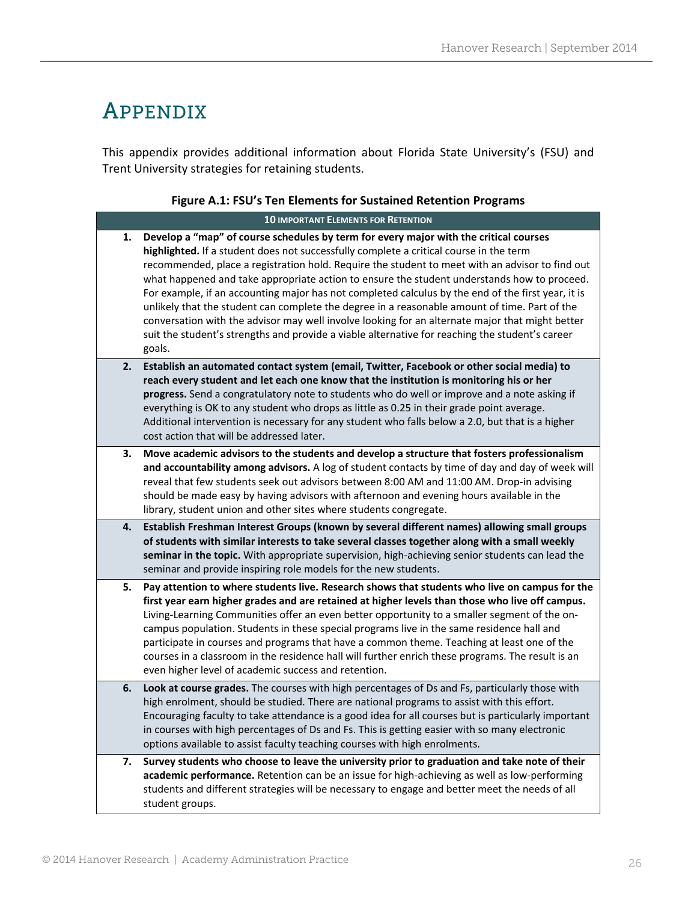# APPENDIX

This appendix provides additional information about Florida State University's (FSU) and Trent University strategies for retaining students.

**Figure A.1: FSU's Ten Elements for Sustained Retention Programs**

| | 10 IMPORTANT ELEMENTS FOR RETENTION |
|---|---|
| 1. | **Develop a "map" of course schedules by term for every major with the critical courses highlighted.** If a student does not successfully complete a critical course in the term recommended, place a registration hold. Require the student to meet with an advisor to find out what happened and take appropriate action to ensure the student understands how to proceed. For example, if an accounting major has not completed calculus by the end of the first year, it is unlikely that the student can complete the degree in a reasonable amount of time. Part of the conversation with the advisor may well involve looking for an alternate major that might better suit the student's strengths and provide a viable alternative for reaching the student's career goals. |
| 2. | **Establish an automated contact system (email, Twitter, Facebook or other social media) to reach every student and let each one know that the institution is monitoring his or her progress.** Send a congratulatory note to students who do well or improve and a note asking if everything is OK to any student who drops as little as 0.25 in their grade point average. Additional intervention is necessary for any student who falls below a 2.0, but that is a higher cost action that will be addressed later. |
| 3. | **Move academic advisors to the students and develop a structure that fosters professionalism and accountability among advisors.** A log of student contacts by time of day and day of week will reveal that few students seek out advisors between 8:00 AM and 11:00 AM. Drop-in advising should be made easy by having advisors with afternoon and evening hours available in the library, student union and other sites where students congregate. |
| 4. | **Establish Freshman Interest Groups (known by several different names) allowing small groups of students with similar interests to take several classes together along with a small weekly seminar in the topic.** With appropriate supervision, high-achieving senior students can lead the seminar and provide inspiring role models for the new students. |
| 5. | **Pay attention to where students live. Research shows that students who live on campus for the first year earn higher grades and are retained at higher levels than those who live off campus.** Living-Learning Communities offer an even better opportunity to a smaller segment of the on-campus population. Students in these special programs live in the same residence hall and participate in courses and programs that have a common theme. Teaching at least one of the courses in a classroom in the residence hall will further enrich these programs. The result is an even higher level of academic success and retention. |
| 6. | **Look at course grades.** The courses with high percentages of Ds and Fs, particularly those with high enrolment, should be studied. There are national programs to assist with this effort. Encouraging faculty to take attendance is a good idea for all courses but is particularly important in courses with high percentages of Ds and Fs. This is getting easier with so many electronic options available to assist faculty teaching courses with high enrolments. |
| 7. | **Survey students who choose to leave the university prior to graduation and take note of their academic performance.** Retention can be an issue for high-achieving as well as low-performing students and different strategies will be necessary to engage and better meet the needs of all student groups. |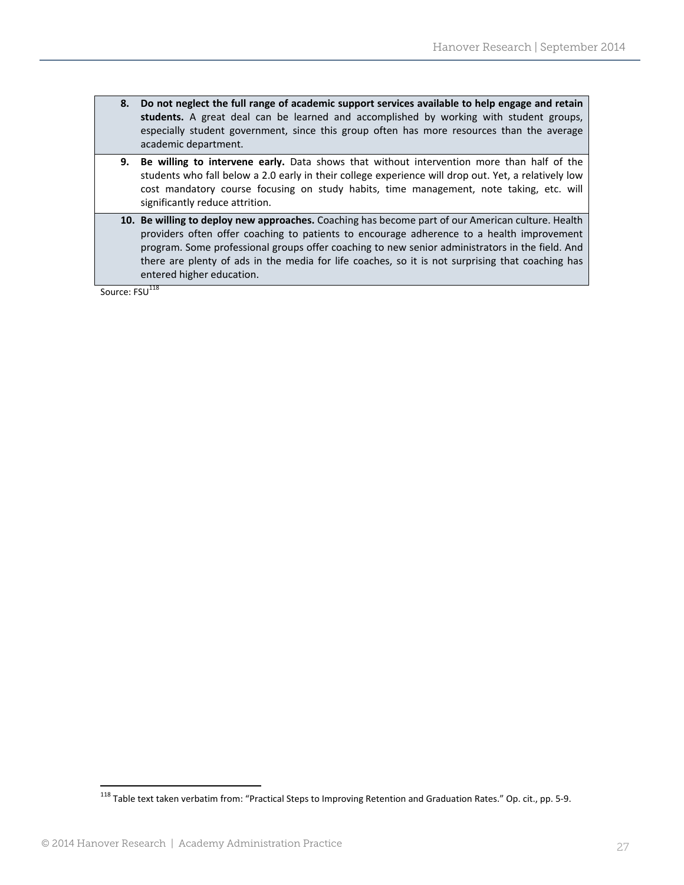| | |
|---|---|
| **8.** | **Do not neglect the full range of academic support services available to help engage and retain students.** A great deal can be learned and accomplished by working with student groups, especially student government, since this group often has more resources than the average academic department. |
| **9.** | **Be willing to intervene early.** Data shows that without intervention more than half of the students who fall below a 2.0 early in their college experience will drop out. Yet, a relatively low cost mandatory course focusing on study habits, time management, note taking, etc. will significantly reduce attrition. |
| **10.** | **Be willing to deploy new approaches.** Coaching has become part of our American culture. Health providers often offer coaching to patients to encourage adherence to a health improvement program. Some professional groups offer coaching to new senior administrators in the field. And there are plenty of ads in the media for life coaches, so it is not surprising that coaching has entered higher education. |

Source: FSU[118]

[118] Table text taken verbatim from: "Practical Steps to Improving Retention and Graduation Rates." Op. cit., pp. 5-9.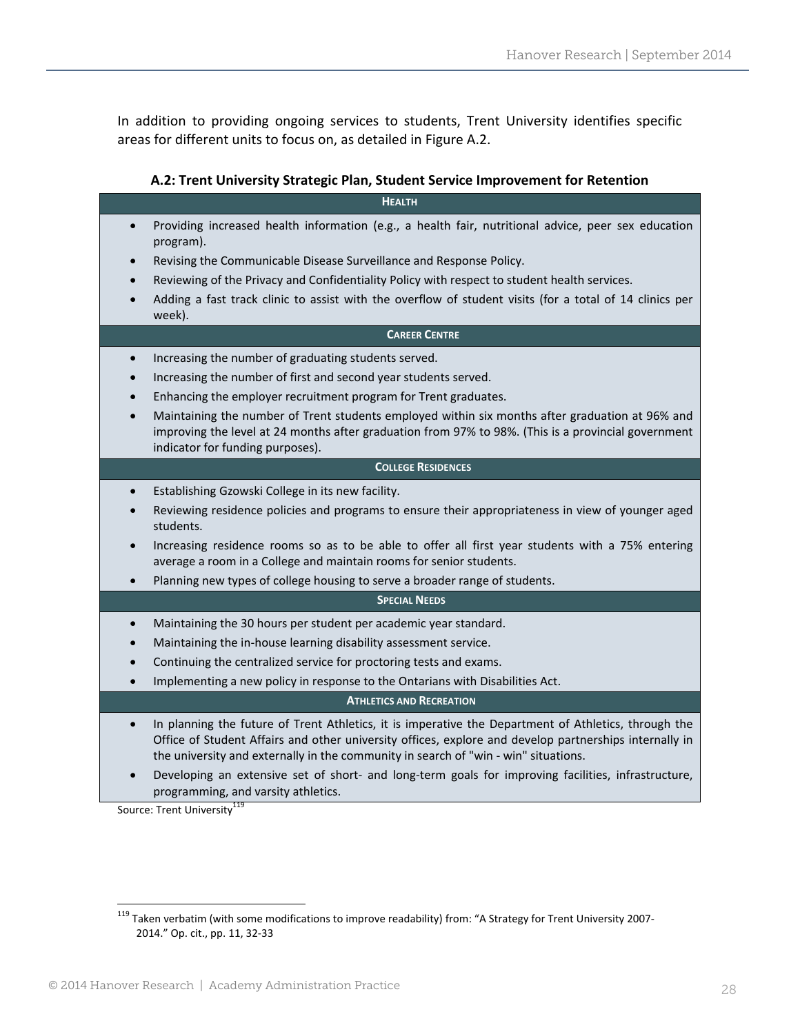In addition to providing ongoing services to students, Trent University identifies specific areas for different units to focus on, as detailed in Figure A.2.

**A.2: Trent University Strategic Plan, Student Service Improvement for Retention**

| HEALTH |
|---|
| • Providing increased health information (e.g., a health fair, nutritional advice, peer sex education program).<br>• Revising the Communicable Disease Surveillance and Response Policy.<br>• Reviewing of the Privacy and Confidentiality Policy with respect to student health services.<br>• Adding a fast track clinic to assist with the overflow of student visits (for a total of 14 clinics per week). |
| **CAREER CENTRE** |
| • Increasing the number of graduating students served.<br>• Increasing the number of first and second year students served.<br>• Enhancing the employer recruitment program for Trent graduates.<br>• Maintaining the number of Trent students employed within six months after graduation at 96% and improving the level at 24 months after graduation from 97% to 98%. (This is a provincial government indicator for funding purposes). |
| **COLLEGE RESIDENCES** |
| • Establishing Gzowski College in its new facility.<br>• Reviewing residence policies and programs to ensure their appropriateness in view of younger aged students.<br>• Increasing residence rooms so as to be able to offer all first year students with a 75% entering average a room in a College and maintain rooms for senior students.<br>• Planning new types of college housing to serve a broader range of students. |
| **SPECIAL NEEDS** |
| • Maintaining the 30 hours per student per academic year standard.<br>• Maintaining the in-house learning disability assessment service.<br>• Continuing the centralized service for proctoring tests and exams.<br>• Implementing a new policy in response to the Ontarians with Disabilities Act. |
| **ATHLETICS AND RECREATION** |
| • In planning the future of Trent Athletics, it is imperative the Department of Athletics, through the Office of Student Affairs and other university offices, explore and develop partnerships internally in the university and externally in the community in search of "win - win" situations.<br>• Developing an extensive set of short- and long-term goals for improving facilities, infrastructure, programming, and varsity athletics. |

Source: Trent University[119]

[119] Taken verbatim (with some modifications to improve readability) from: "A Strategy for Trent University 2007-2014." Op. cit., pp. 11, 32-33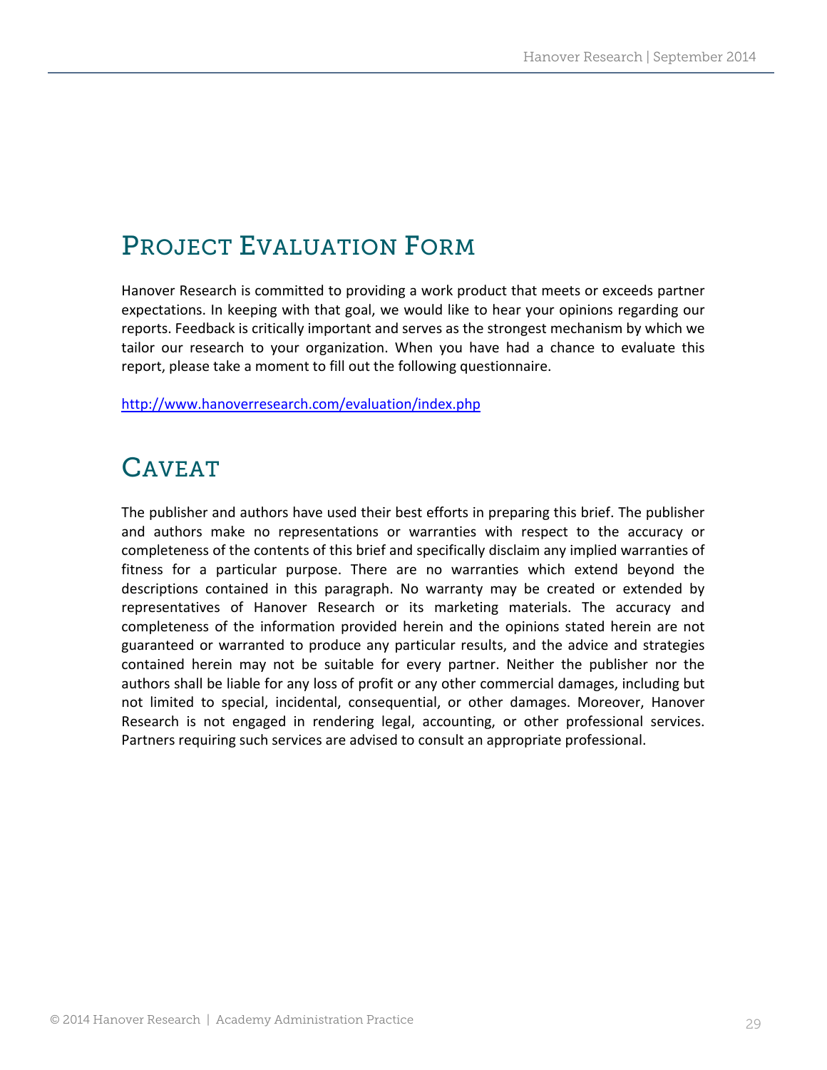# Project Evaluation Form

Hanover Research is committed to providing a work product that meets or exceeds partner expectations. In keeping with that goal, we would like to hear your opinions regarding our reports. Feedback is critically important and serves as the strongest mechanism by which we tailor our research to your organization. When you have had a chance to evaluate this report, please take a moment to fill out the following questionnaire.

http://www.hanoverresearch.com/evaluation/index.php

# Caveat

The publisher and authors have used their best efforts in preparing this brief. The publisher and authors make no representations or warranties with respect to the accuracy or completeness of the contents of this brief and specifically disclaim any implied warranties of fitness for a particular purpose. There are no warranties which extend beyond the descriptions contained in this paragraph. No warranty may be created or extended by representatives of Hanover Research or its marketing materials. The accuracy and completeness of the information provided herein and the opinions stated herein are not guaranteed or warranted to produce any particular results, and the advice and strategies contained herein may not be suitable for every partner. Neither the publisher nor the authors shall be liable for any loss of profit or any other commercial damages, including but not limited to special, incidental, consequential, or other damages. Moreover, Hanover Research is not engaged in rendering legal, accounting, or other professional services. Partners requiring such services are advised to consult an appropriate professional.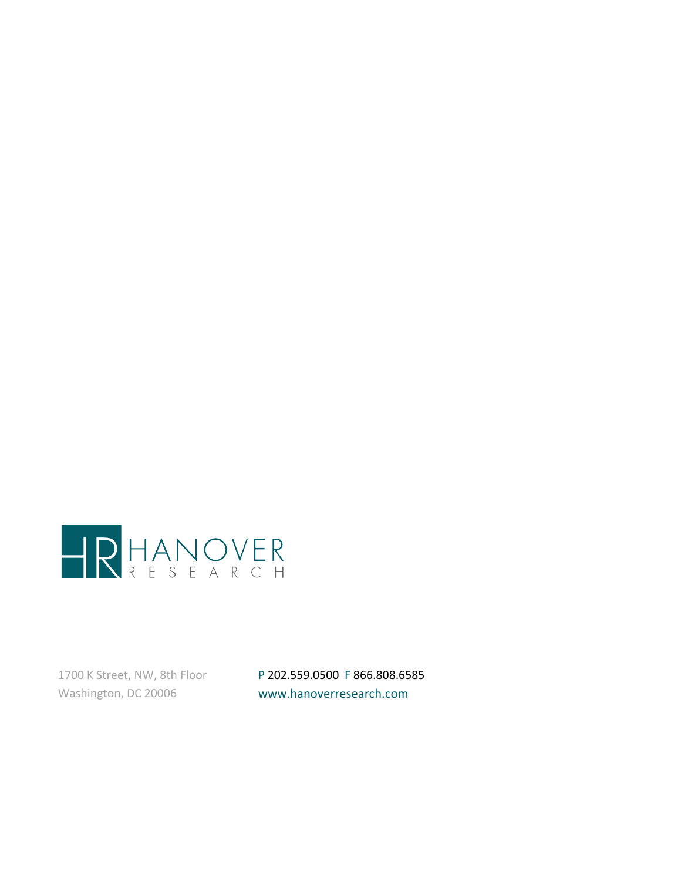HANOVER RESEARCH

1700 K Street, NW, 8th Floor
Washington, DC 20006

P 202.559.0500 F 866.808.6585
www.hanoverresearch.com